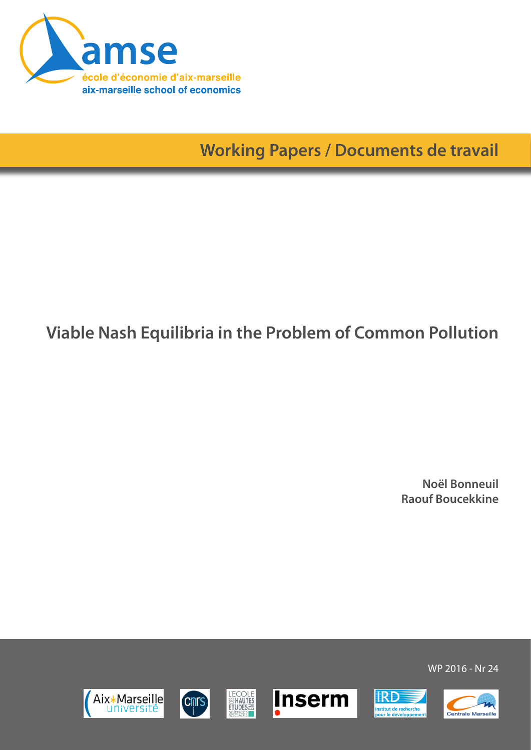amse

école d'économie d'aix-marseille

aix-marseille school of economics

Working Papers / Documents de travail

# Viable Nash Equilibria in the Problem of Common Pollution

**Noël Bonneuil**

**Raouf Boucekkine**

WP 2016 - Nr 24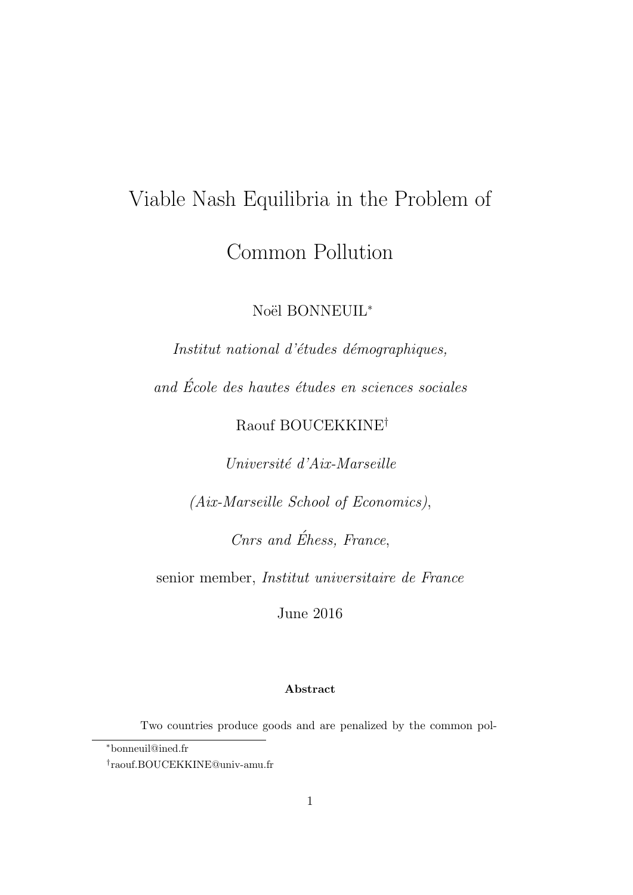# Viable Nash Equilibria in the Problem of Common Pollution

Noël BONNEUIL[*]

*Institut national d'études démographiques,*

*and École des hautes études en sciences sociales*

Raouf BOUCEKKINE[†]

*Université d'Aix-Marseille*

*(Aix-Marseille School of Economics),*

*Cnrs and Éhess, France,*

senior member, *Institut universitaire de France*

June 2016

**Abstract**

Two countries produce goods and are penalized by the common pol-

[*] bonneuil@ined.fr

[†] raouf.BOUCEKKINE@univ-amu.fr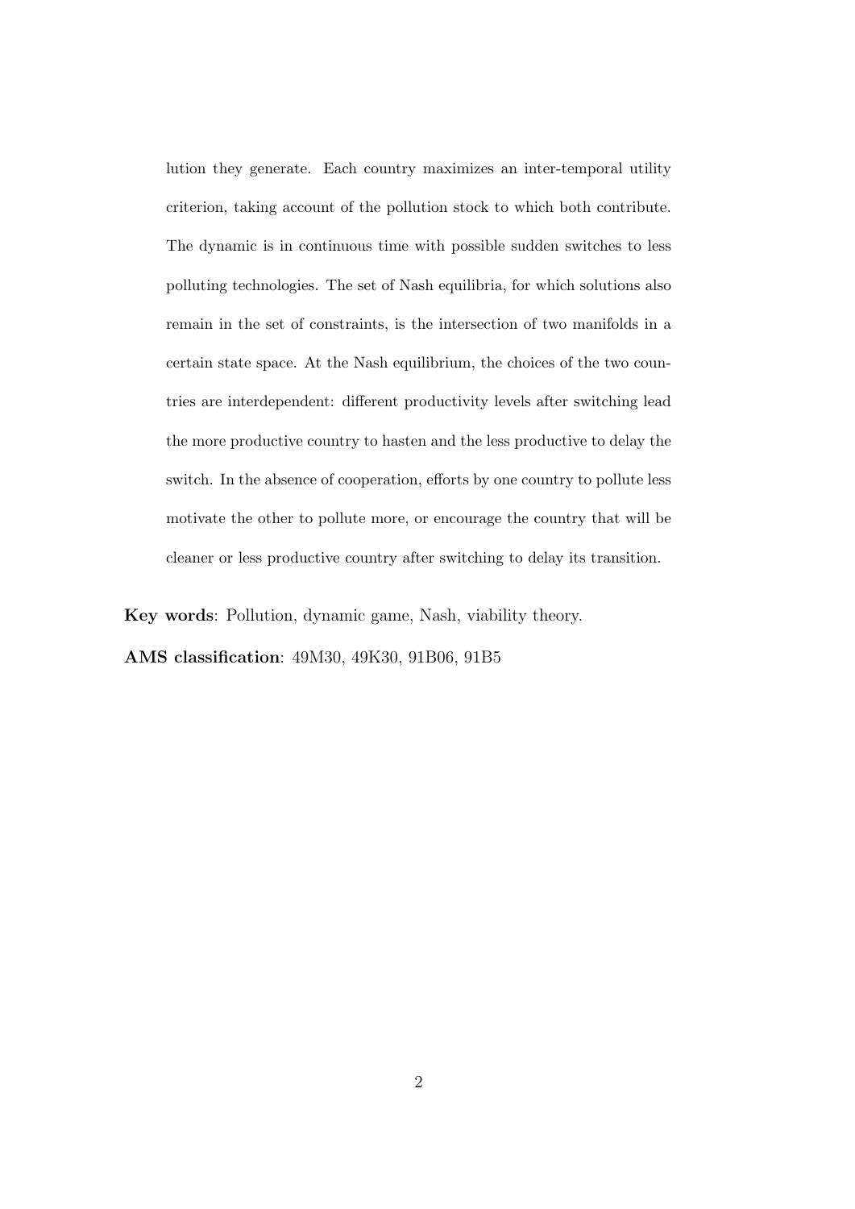lution they generate. Each country maximizes an inter-temporal utility criterion, taking account of the pollution stock to which both contribute. The dynamic is in continuous time with possible sudden switches to less polluting technologies. The set of Nash equilibria, for which solutions also remain in the set of constraints, is the intersection of two manifolds in a certain state space. At the Nash equilibrium, the choices of the two countries are interdependent: different productivity levels after switching lead the more productive country to hasten and the less productive to delay the switch. In the absence of cooperation, efforts by one country to pollute less motivate the other to pollute more, or encourage the country that will be cleaner or less productive country after switching to delay its transition.

**Key words**: Pollution, dynamic game, Nash, viability theory.

**AMS classification**: 49M30, 49K30, 91B06, 91B5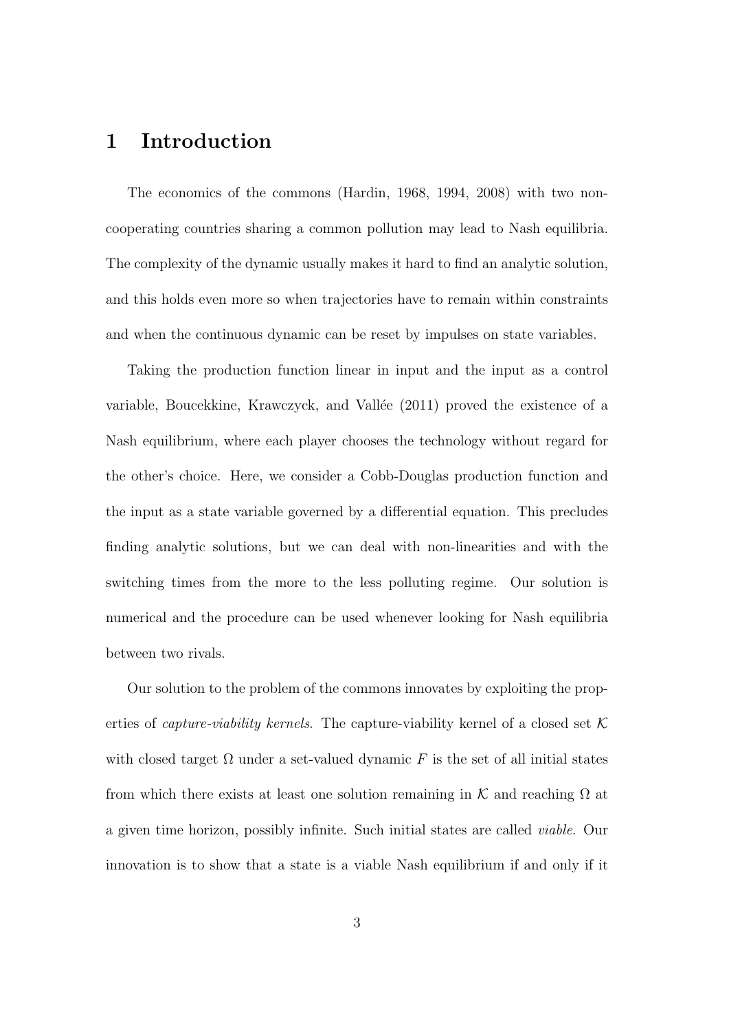# 1 Introduction

The economics of the commons (Hardin, 1968, 1994, 2008) with two non-cooperating countries sharing a common pollution may lead to Nash equilibria. The complexity of the dynamic usually makes it hard to find an analytic solution, and this holds even more so when trajectories have to remain within constraints and when the continuous dynamic can be reset by impulses on state variables.

Taking the production function linear in input and the input as a control variable, Boucekkine, Krawczyck, and Vallée (2011) proved the existence of a Nash equilibrium, where each player chooses the technology without regard for the other's choice. Here, we consider a Cobb-Douglas production function and the input as a state variable governed by a differential equation. This precludes finding analytic solutions, but we can deal with non-linearities and with the switching times from the more to the less polluting regime. Our solution is numerical and the procedure can be used whenever looking for Nash equilibria between two rivals.

Our solution to the problem of the commons innovates by exploiting the properties of *capture-viability kernels*. The capture-viability kernel of a closed set $\mathcal{K}$ with closed target $\Omega$ under a set-valued dynamic $F$ is the set of all initial states from which there exists at least one solution remaining in $\mathcal{K}$ and reaching $\Omega$ at a given time horizon, possibly infinite. Such initial states are called *viable*. Our innovation is to show that a state is a viable Nash equilibrium if and only if it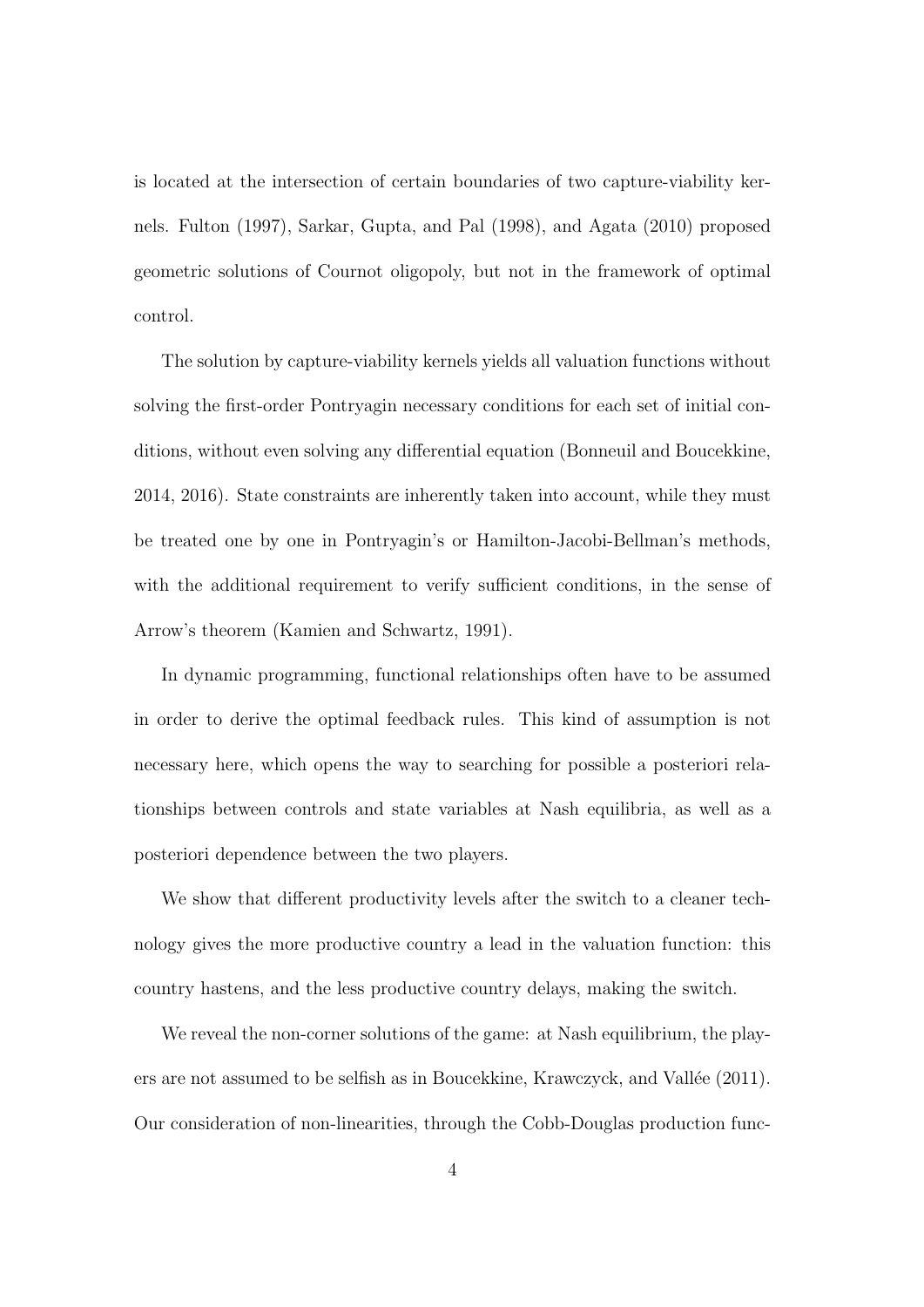is located at the intersection of certain boundaries of two capture-viability kernels. Fulton (1997), Sarkar, Gupta, and Pal (1998), and Agata (2010) proposed geometric solutions of Cournot oligopoly, but not in the framework of optimal control.

The solution by capture-viability kernels yields all valuation functions without solving the first-order Pontryagin necessary conditions for each set of initial conditions, without even solving any differential equation (Bonneuil and Boucekkine, 2014, 2016). State constraints are inherently taken into account, while they must be treated one by one in Pontryagin's or Hamilton-Jacobi-Bellman's methods, with the additional requirement to verify sufficient conditions, in the sense of Arrow's theorem (Kamien and Schwartz, 1991).

In dynamic programming, functional relationships often have to be assumed in order to derive the optimal feedback rules. This kind of assumption is not necessary here, which opens the way to searching for possible a posteriori relationships between controls and state variables at Nash equilibria, as well as a posteriori dependence between the two players.

We show that different productivity levels after the switch to a cleaner technology gives the more productive country a lead in the valuation function: this country hastens, and the less productive country delays, making the switch.

We reveal the non-corner solutions of the game: at Nash equilibrium, the players are not assumed to be selfish as in Boucekkine, Krawczyck, and Vallée (2011). Our consideration of non-linearities, through the Cobb-Douglas production func-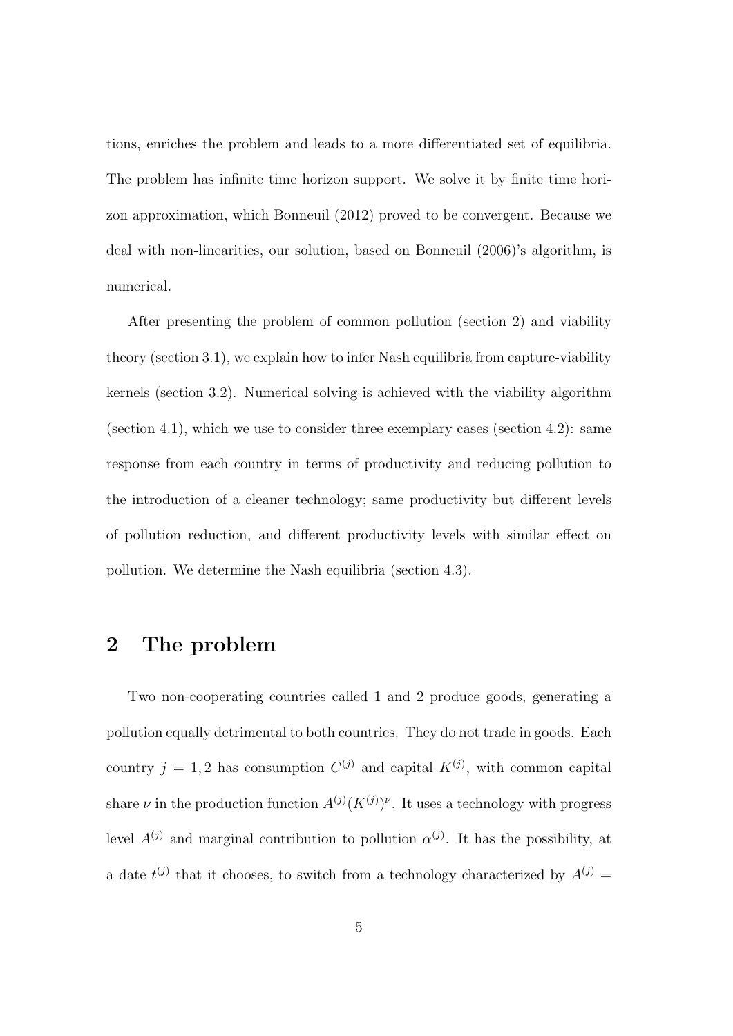tions, enriches the problem and leads to a more differentiated set of equilibria. The problem has infinite time horizon support. We solve it by finite time horizon approximation, which Bonneuil (2012) proved to be convergent. Because we deal with non-linearities, our solution, based on Bonneuil (2006)'s algorithm, is numerical.

After presenting the problem of common pollution (section 2) and viability theory (section 3.1), we explain how to infer Nash equilibria from capture-viability kernels (section 3.2). Numerical solving is achieved with the viability algorithm (section 4.1), which we use to consider three exemplary cases (section 4.2): same response from each country in terms of productivity and reducing pollution to the introduction of a cleaner technology; same productivity but different levels of pollution reduction, and different productivity levels with similar effect on pollution. We determine the Nash equilibria (section 4.3).

## 2 The problem

Two non-cooperating countries called 1 and 2 produce goods, generating a pollution equally detrimental to both countries. They do not trade in goods. Each country $j = 1, 2$ has consumption $C^{(j)}$ and capital $K^{(j)}$, with common capital share $\nu$ in the production function $A^{(j)}(K^{(j)})^{\nu}$. It uses a technology with progress level $A^{(j)}$ and marginal contribution to pollution $\alpha^{(j)}$. It has the possibility, at a date $t^{(j)}$ that it chooses, to switch from a technology characterized by $A^{(j)} =$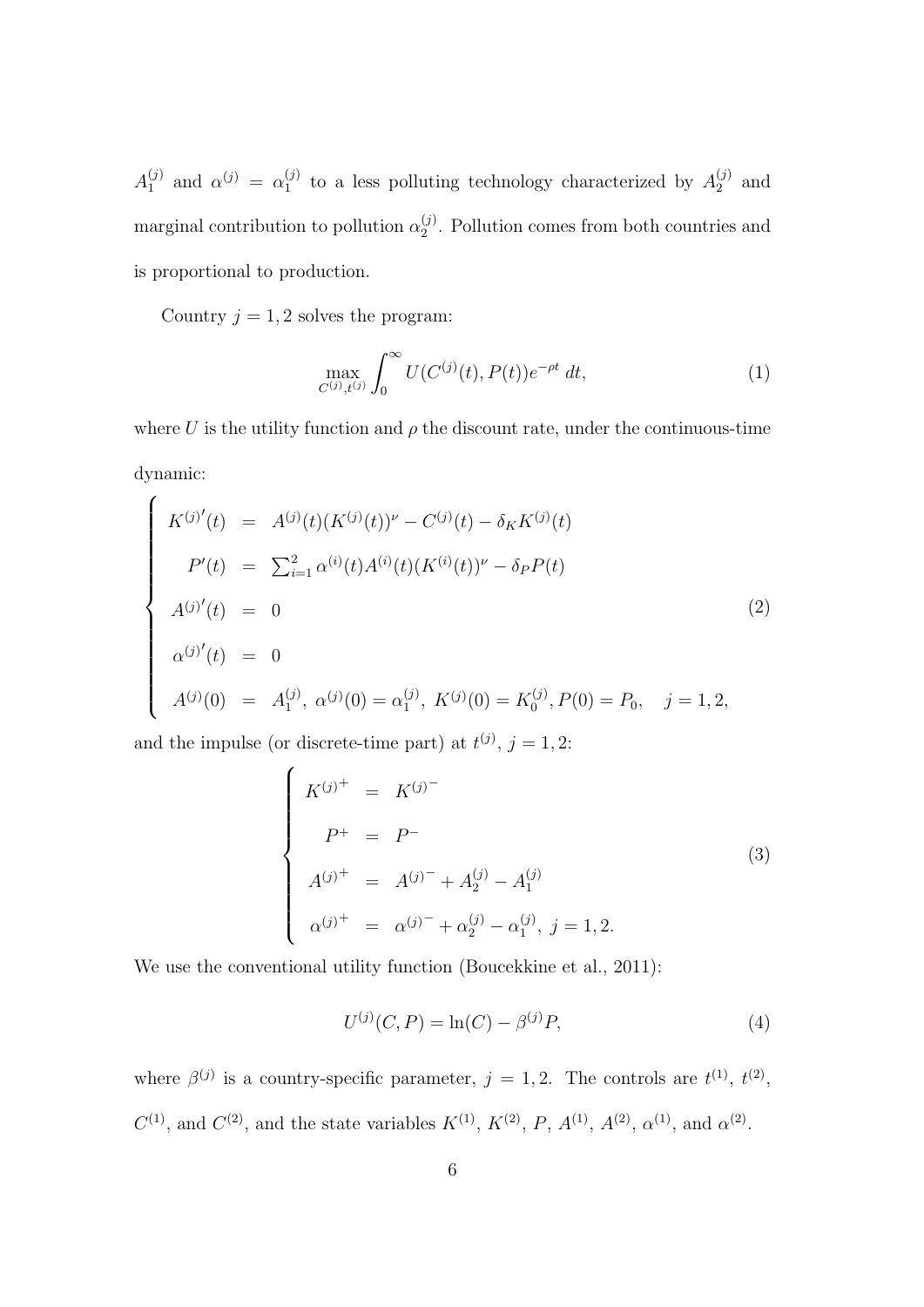$A_1^{(j)}$ and $\alpha^{(j)} = \alpha_1^{(j)}$ to a less polluting technology characterized by $A_2^{(j)}$ and marginal contribution to pollution $\alpha_2^{(j)}$. Pollution comes from both countries and is proportional to production.

Country $j = 1, 2$ solves the program:

$$\max_{C^{(j)}, t^{(j)}} \int_0^\infty U(C^{(j)}(t), P(t)) e^{-\rho t} \, dt, \tag{1}$$

where $U$ is the utility function and $\rho$ the discount rate, under the continuous-time dynamic:

$$\begin{cases} K^{(j)\prime}(t) &= A^{(j)}(t)(K^{(j)}(t))^\nu - C^{(j)}(t) - \delta_K K^{(j)}(t) \\ P'(t) &= \sum_{i=1}^2 \alpha^{(i)}(t) A^{(i)}(t)(K^{(i)}(t))^\nu - \delta_P P(t) \\ A^{(j)\prime}(t) &= 0 \\ \alpha^{(j)\prime}(t) &= 0 \\ A^{(j)}(0) &= A_1^{(j)},\ \alpha^{(j)}(0) = \alpha_1^{(j)},\ K^{(j)}(0) = K_0^{(j)}, P(0) = P_0, \quad j = 1, 2, \end{cases} \tag{2}$$

and the impulse (or discrete-time part) at $t^{(j)}$, $j = 1, 2$:

$$\begin{cases} K^{(j)^+} &= K^{(j)^-} \\ P^+ &= P^- \\ A^{(j)^+} &= A^{(j)^-} + A_2^{(j)} - A_1^{(j)} \\ \alpha^{(j)^+} &= \alpha^{(j)^-} + \alpha_2^{(j)} - \alpha_1^{(j)},\ j = 1, 2. \end{cases} \tag{3}$$

We use the conventional utility function (Boucekkine et al., 2011):

$$U^{(j)}(C, P) = \ln(C) - \beta^{(j)} P, \tag{4}$$

where $\beta^{(j)}$ is a country-specific parameter, $j = 1, 2$. The controls are $t^{(1)}$, $t^{(2)}$, $C^{(1)}$, and $C^{(2)}$, and the state variables $K^{(1)}$, $K^{(2)}$, $P$, $A^{(1)}$, $A^{(2)}$, $\alpha^{(1)}$, and $\alpha^{(2)}$.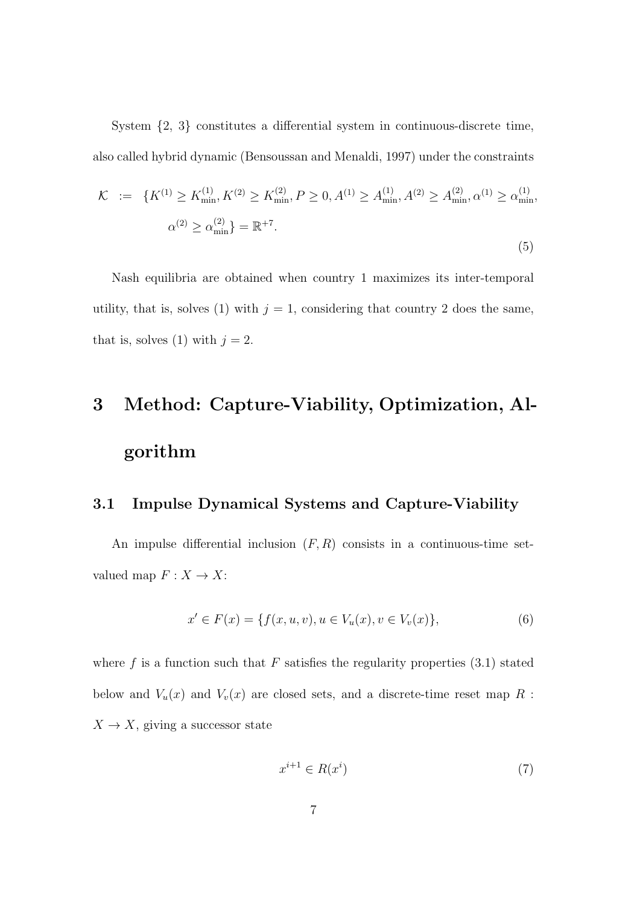System {2, 3} constitutes a differential system in continuous-discrete time, also called hybrid dynamic (Bensoussan and Menaldi, 1997) under the constraints

$$
\begin{aligned}
\mathcal{K} \;:=\; & \{K^{(1)} \geq K^{(1)}_{\min}, K^{(2)} \geq K^{(2)}_{\min}, P \geq 0, A^{(1)} \geq A^{(1)}_{\min}, A^{(2)} \geq A^{(2)}_{\min}, \alpha^{(1)} \geq \alpha^{(1)}_{\min}, \\
& \alpha^{(2)} \geq \alpha^{(2)}_{\min}\} = \mathbb{R}^{+7}.
\end{aligned} \tag{5}
$$

Nash equilibria are obtained when country 1 maximizes its inter-temporal utility, that is, solves (1) with $j = 1$, considering that country 2 does the same, that is, solves (1) with $j = 2$.

# 3 Method: Capture-Viability, Optimization, Algorithm

## 3.1 Impulse Dynamical Systems and Capture-Viability

An impulse differential inclusion $(F, R)$ consists in a continuous-time set-valued map $F : X \to X$:

$$
x' \in F(x) = \{f(x, u, v), u \in V_u(x), v \in V_v(x)\}, \tag{6}
$$

where $f$ is a function such that $F$ satisfies the regularity properties (3.1) stated below and $V_u(x)$ and $V_v(x)$ are closed sets, and a discrete-time reset map $R : X \to X$, giving a successor state

$$
x^{i+1} \in R(x^i) \tag{7}
$$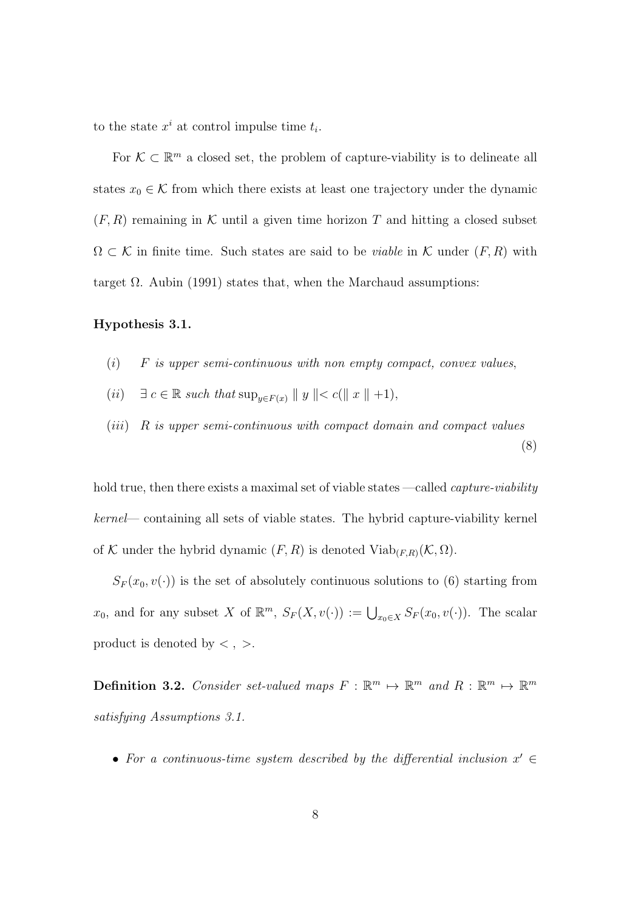to the state $x^i$ at control impulse time $t_i$.

For $\mathcal{K} \subset \mathbb{R}^m$ a closed set, the problem of capture-viability is to delineate all states $x_0 \in \mathcal{K}$ from which there exists at least one trajectory under the dynamic $(F, R)$ remaining in $\mathcal{K}$ until a given time horizon $T$ and hitting a closed subset $\Omega \subset \mathcal{K}$ in finite time. Such states are said to be *viable* in $\mathcal{K}$ under $(F, R)$ with target $\Omega$. Aubin (1991) states that, when the Marchaud assumptions:

**Hypothesis 3.1.**

$$
\begin{array}{ll}
(i) & F \text{ is upper semi-continuous with non empty compact, convex values}, \\
(ii) & \exists\, c \in \mathbb{R} \text{ such that} \sup_{y \in F(x)} \| y \| < c(\| x \| + 1), \\
(iii) & R \text{ is upper semi-continuous with compact domain and compact values}
\end{array}
\tag{8}
$$

hold true, then there exists a maximal set of viable states —called *capture-viability kernel*— containing all sets of viable states. The hybrid capture-viability kernel of $\mathcal{K}$ under the hybrid dynamic $(F, R)$ is denoted $\mathrm{Viab}_{(F,R)}(\mathcal{K}, \Omega)$.

$S_F(x_0, v(\cdot))$ is the set of absolutely continuous solutions to (6) starting from $x_0$, and for any subset $X$ of $\mathbb{R}^m$, $S_F(X, v(\cdot)) := \bigcup_{x_0 \in X} S_F(x_0, v(\cdot))$. The scalar product is denoted by $< \, , \, >$.

**Definition 3.2.** *Consider set-valued maps $F : \mathbb{R}^m \mapsto \mathbb{R}^m$ and $R : \mathbb{R}^m \mapsto \mathbb{R}^m$ satisfying Assumptions 3.1.*

- *For a continuous-time system described by the differential inclusion $x' \in$*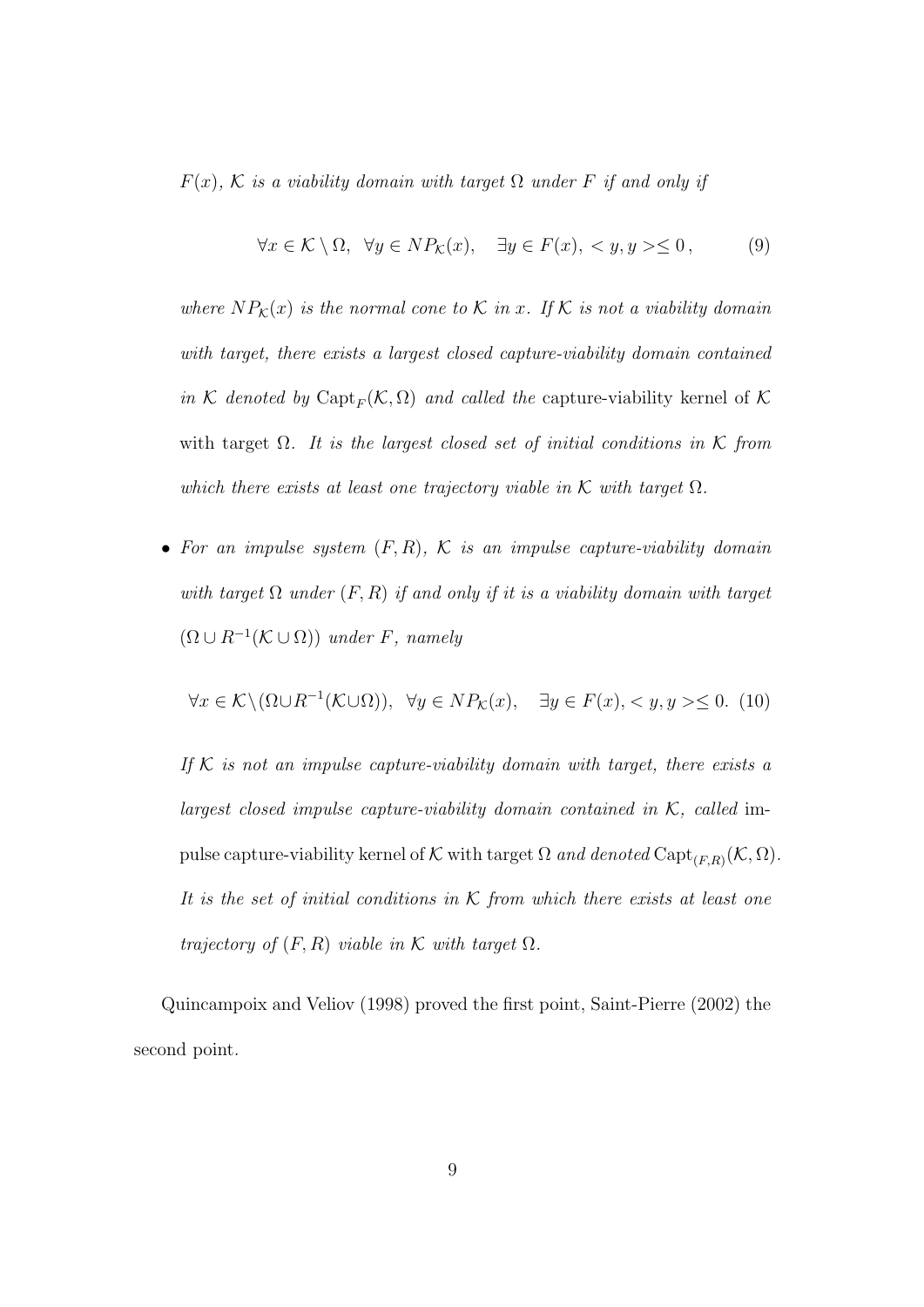*$F(x)$, $\mathcal{K}$ is a viability domain with target $\Omega$ under $F$ if and only if*

$$\forall x \in \mathcal{K} \setminus \Omega, \;\; \forall y \in NP_{\mathcal{K}}(x), \quad \exists y \in F(x), < y, y > \leq 0 \,, \tag{9}$$

*where $NP_{\mathcal{K}}(x)$ is the normal cone to $\mathcal{K}$ in $x$. If $\mathcal{K}$ is not a viability domain with target, there exists a largest closed capture-viability domain contained in $\mathcal{K}$ denoted by $\mathrm{Capt}_F(\mathcal{K}, \Omega)$ and called the* capture-viability kernel of $\mathcal{K}$ with target $\Omega$. *It is the largest closed set of initial conditions in $\mathcal{K}$ from which there exists at least one trajectory viable in $\mathcal{K}$ with target $\Omega$.*

- *For an impulse system $(F, R)$, $\mathcal{K}$ is an impulse capture-viability domain with target $\Omega$ under $(F, R)$ if and only if it is a viability domain with target $(\Omega \cup R^{-1}(\mathcal{K} \cup \Omega))$ under $F$, namely*

  $$\forall x \in \mathcal{K} \setminus (\Omega \cup R^{-1}(\mathcal{K} \cup \Omega)), \;\; \forall y \in NP_{\mathcal{K}}(x), \quad \exists y \in F(x), < y, y > \leq 0. \tag{10}$$

  *If $\mathcal{K}$ is not an impulse capture-viability domain with target, there exists a largest closed impulse capture-viability domain contained in $\mathcal{K}$, called* impulse capture-viability kernel of $\mathcal{K}$ with target $\Omega$ *and denoted* $\mathrm{Capt}_{(F,R)}(\mathcal{K}, \Omega)$. *It is the set of initial conditions in $\mathcal{K}$ from which there exists at least one trajectory of $(F, R)$ viable in $\mathcal{K}$ with target $\Omega$.*

Quincampoix and Veliov (1998) proved the first point, Saint-Pierre (2002) the second point.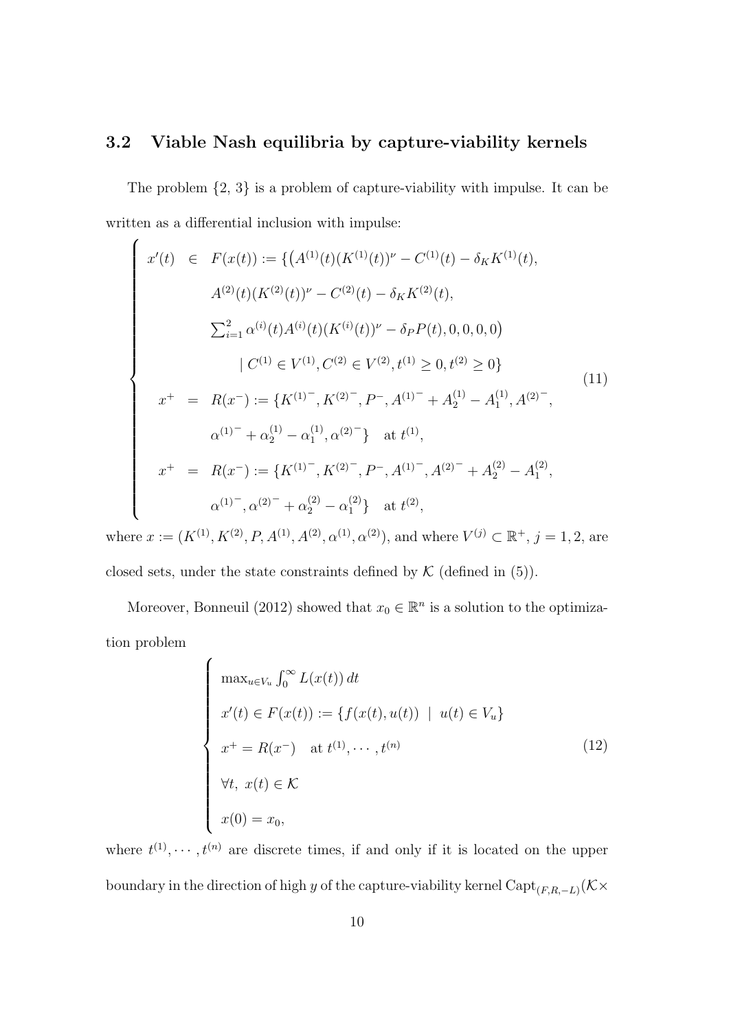### 3.2 Viable Nash equilibria by capture-viability kernels

The problem {2, 3} is a problem of capture-viability with impulse. It can be written as a differential inclusion with impulse:

$$
\left\{
\begin{array}{rcl}
x'(t) & \in & F(x(t)) := \{\big(A^{(1)}(t)(K^{(1)}(t))^{\nu} - C^{(1)}(t) - \delta_K K^{(1)}(t), \\
& & A^{(2)}(t)(K^{(2)}(t))^{\nu} - C^{(2)}(t) - \delta_K K^{(2)}(t), \\
& & \sum_{i=1}^{2} \alpha^{(i)}(t) A^{(i)}(t)(K^{(i)}(t))^{\nu} - \delta_P P(t), 0, 0, 0, 0\big) \\
& & \qquad \mid C^{(1)} \in V^{(1)}, C^{(2)} \in V^{(2)}, t^{(1)} \geq 0, t^{(2)} \geq 0\} \\
x^{+} & = & R(x^{-}) := \{{K^{(1)}}^{-}, {K^{(2)}}^{-}, P^{-}, {A^{(1)}}^{-} + A_2^{(1)} - A_1^{(1)}, {A^{(2)}}^{-}, \\
& & {\alpha^{(1)}}^{-} + \alpha_2^{(1)} - \alpha_1^{(1)}, {\alpha^{(2)}}^{-}\} \quad \text{at } t^{(1)}, \\
x^{+} & = & R(x^{-}) := \{{K^{(1)}}^{-}, {K^{(2)}}^{-}, P^{-}, {A^{(1)}}^{-}, {A^{(2)}}^{-} + A_2^{(2)} - A_1^{(2)}, \\
& & {\alpha^{(1)}}^{-}, {\alpha^{(2)}}^{-} + \alpha_2^{(2)} - \alpha_1^{(2)}\} \quad \text{at } t^{(2)},
\end{array}
\right.
\tag{11}
$$

where $x := (K^{(1)}, K^{(2)}, P, A^{(1)}, A^{(2)}, \alpha^{(1)}, \alpha^{(2)})$, and where $V^{(j)} \subset \mathbb{R}^{+}$, $j = 1, 2$, are closed sets, under the state constraints defined by $\mathcal{K}$ (defined in (5)).

Moreover, Bonneuil (2012) showed that $x_0 \in \mathbb{R}^n$ is a solution to the optimization problem

$$
\left\{
\begin{array}{l}
\max_{u \in V_u} \int_0^{\infty} L(x(t))\, dt \\
x'(t) \in F(x(t)) := \{f(x(t), u(t)) \ \mid \ u(t) \in V_u\} \\
x^{+} = R(x^{-}) \quad \text{at } t^{(1)}, \cdots, t^{(n)} \\
\forall t, \ x(t) \in \mathcal{K} \\
x(0) = x_0,
\end{array}
\right.
\tag{12}
$$

where $t^{(1)}, \cdots, t^{(n)}$ are discrete times, if and only if it is located on the upper boundary in the direction of high $y$ of the capture-viability kernel $\text{Capt}_{(F,R,-L)}(\mathcal{K} \times$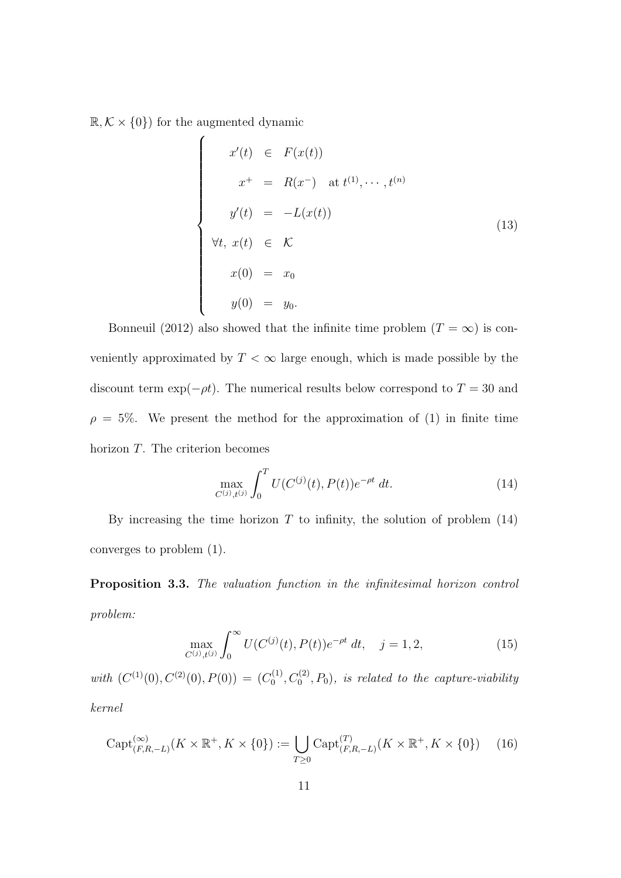$\mathbb{R}, \mathcal{K} \times \{0\})$ for the augmented dynamic

$$
\left\{
\begin{array}{rcl}
x'(t) & \in & F(x(t)) \\
x^+ & = & R(x^-) \quad \text{at } t^{(1)}, \cdots, t^{(n)} \\
y'(t) & = & -L(x(t)) \\
\forall t,\ x(t) & \in & \mathcal{K} \\
x(0) & = & x_0 \\
y(0) & = & y_0.
\end{array}
\right.
\tag{13}
$$

Bonneuil (2012) also showed that the infinite time problem ($T = \infty$) is conveniently approximated by $T < \infty$ large enough, which is made possible by the discount term $\exp(-\rho t)$. The numerical results below correspond to $T = 30$ and $\rho = 5\%$. We present the method for the approximation of (1) in finite time horizon $T$. The criterion becomes

$$
\max_{C^{(j)}, t^{(j)}} \int_0^T U(C^{(j)}(t), P(t)) e^{-\rho t} \, dt. \tag{14}
$$

By increasing the time horizon $T$ to infinity, the solution of problem (14) converges to problem (1).

**Proposition 3.3.** *The valuation function in the infinitesimal horizon control problem:*

$$
\max_{C^{(j)}, t^{(j)}} \int_0^\infty U(C^{(j)}(t), P(t)) e^{-\rho t} \, dt, \quad j = 1, 2, \tag{15}
$$

*with* $(C^{(1)}(0), C^{(2)}(0), P(0)) = (C_0^{(1)}, C_0^{(2)}, P_0)$*, is related to the capture-viability kernel*

$$
\mathrm{Capt}^{(\infty)}_{(F,R,-L)}(K \times \mathbb{R}^+, K \times \{0\}) := \bigcup_{T \geq 0} \mathrm{Capt}^{(T)}_{(F,R,-L)}(K \times \mathbb{R}^+, K \times \{0\}) \tag{16}
$$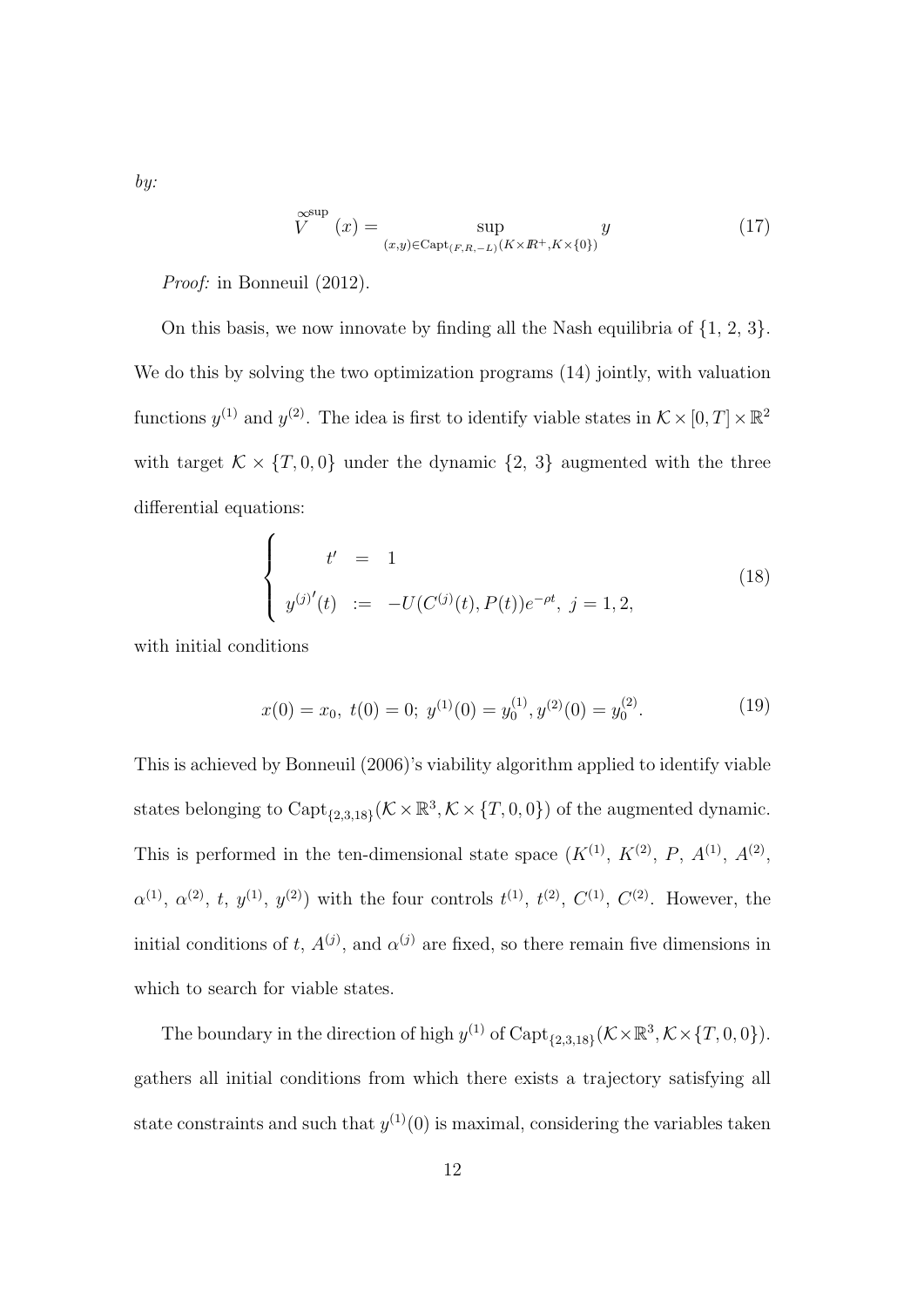*by:*

$$\overset{\infty\text{sup}}{V}(x) = \sup_{(x,y)\in \text{Capt}_{(F,R,-L)}(K\times I\!R^{+},K\times\{0\})} y \tag{17}$$

*Proof:* in Bonneuil (2012).

On this basis, we now innovate by finding all the Nash equilibria of {1, 2, 3}. We do this by solving the two optimization programs (14) jointly, with valuation functions $y^{(1)}$ and $y^{(2)}$. The idea is first to identify viable states in $\mathcal{K}\times[0,T]\times\mathbb{R}^2$ with target $\mathcal{K}\times\{T,0,0\}$ under the dynamic {2, 3} augmented with the three differential equations:

$$\begin{cases} \quad t' &= \quad 1 \\ y^{(j)\prime}(t) &:= \quad -U(C^{(j)}(t),P(t))e^{-\rho t},\ j=1,2, \end{cases} \tag{18}$$

with initial conditions

$$x(0)=x_0,\ t(0)=0;\ y^{(1)}(0)=y_0^{(1)}, y^{(2)}(0)=y_0^{(2)}. \tag{19}$$

This is achieved by Bonneuil (2006)'s viability algorithm applied to identify viable states belonging to $\text{Capt}_{\{2,3,18\}}(\mathcal{K}\times\mathbb{R}^3,\mathcal{K}\times\{T,0,0\})$ of the augmented dynamic. This is performed in the ten-dimensional state space ($K^{(1)}$, $K^{(2)}$, $P$, $A^{(1)}$, $A^{(2)}$, $\alpha^{(1)}$, $\alpha^{(2)}$, $t$, $y^{(1)}$, $y^{(2)}$) with the four controls $t^{(1)}$, $t^{(2)}$, $C^{(1)}$, $C^{(2)}$. However, the initial conditions of $t$, $A^{(j)}$, and $\alpha^{(j)}$ are fixed, so there remain five dimensions in which to search for viable states.

The boundary in the direction of high $y^{(1)}$ of $\text{Capt}_{\{2,3,18\}}(\mathcal{K}\times\mathbb{R}^3,\mathcal{K}\times\{T,0,0\})$. gathers all initial conditions from which there exists a trajectory satisfying all state constraints and such that $y^{(1)}(0)$ is maximal, considering the variables taken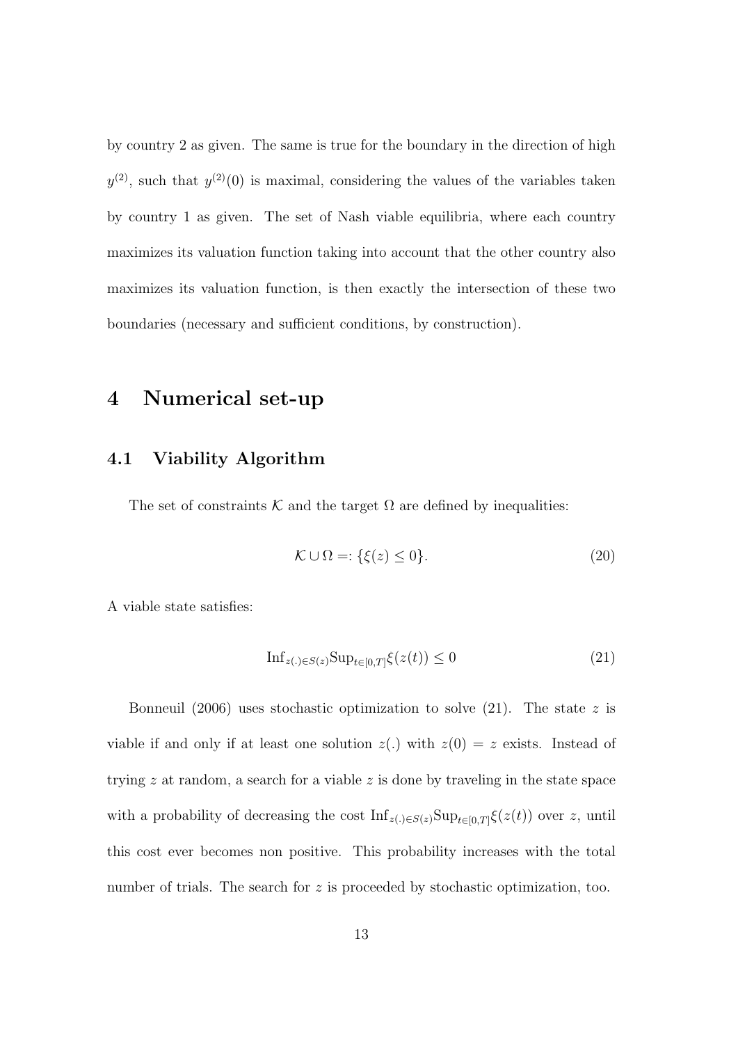by country 2 as given. The same is true for the boundary in the direction of high $y^{(2)}$, such that $y^{(2)}(0)$ is maximal, considering the values of the variables taken by country 1 as given. The set of Nash viable equilibria, where each country maximizes its valuation function taking into account that the other country also maximizes its valuation function, is then exactly the intersection of these two boundaries (necessary and sufficient conditions, by construction).

# 4 Numerical set-up

## 4.1 Viability Algorithm

The set of constraints $\mathcal{K}$ and the target $\Omega$ are defined by inequalities:

$$\mathcal{K} \cup \Omega =: \{\xi(z) \leq 0\}. \tag{20}$$

A viable state satisfies:

$$\mathrm{Inf}_{z(.) \in S(z)} \mathrm{Sup}_{t \in [0,T]} \xi(z(t)) \leq 0 \tag{21}$$

Bonneuil (2006) uses stochastic optimization to solve (21). The state $z$ is viable if and only if at least one solution $z(.)$ with $z(0) = z$ exists. Instead of trying $z$ at random, a search for a viable $z$ is done by traveling in the state space with a probability of decreasing the cost $\mathrm{Inf}_{z(.) \in S(z)} \mathrm{Sup}_{t \in [0,T]} \xi(z(t))$ over $z$, until this cost ever becomes non positive. This probability increases with the total number of trials. The search for $z$ is proceeded by stochastic optimization, too.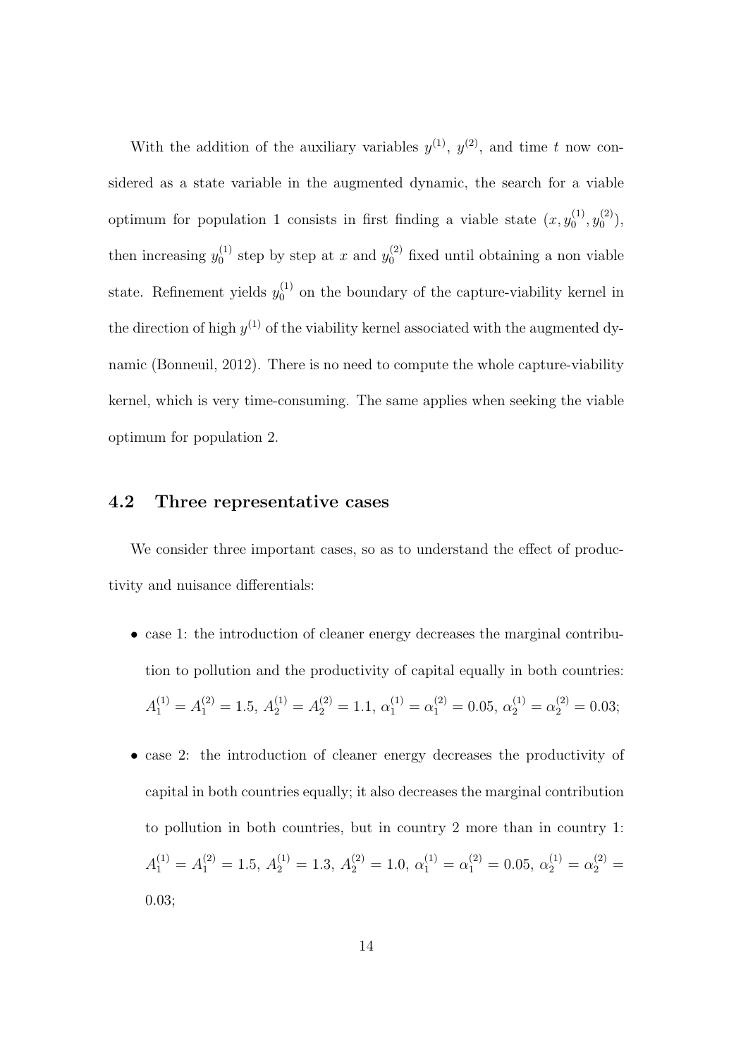With the addition of the auxiliary variables $y^{(1)}$, $y^{(2)}$, and time $t$ now considered as a state variable in the augmented dynamic, the search for a viable optimum for population 1 consists in first finding a viable state $(x, y_0^{(1)}, y_0^{(2)})$, then increasing $y_0^{(1)}$ step by step at $x$ and $y_0^{(2)}$ fixed until obtaining a non viable state. Refinement yields $y_0^{(1)}$ on the boundary of the capture-viability kernel in the direction of high $y^{(1)}$ of the viability kernel associated with the augmented dynamic (Bonneuil, 2012). There is no need to compute the whole capture-viability kernel, which is very time-consuming. The same applies when seeking the viable optimum for population 2.

## 4.2 Three representative cases

We consider three important cases, so as to understand the effect of productivity and nuisance differentials:

- case 1: the introduction of cleaner energy decreases the marginal contribution to pollution and the productivity of capital equally in both countries: $A_1^{(1)} = A_1^{(2)} = 1.5$, $A_2^{(1)} = A_2^{(2)} = 1.1$, $\alpha_1^{(1)} = \alpha_1^{(2)} = 0.05$, $\alpha_2^{(1)} = \alpha_2^{(2)} = 0.03$;
- case 2: the introduction of cleaner energy decreases the productivity of capital in both countries equally; it also decreases the marginal contribution to pollution in both countries, but in country 2 more than in country 1: $A_1^{(1)} = A_1^{(2)} = 1.5$, $A_2^{(1)} = 1.3$, $A_2^{(2)} = 1.0$, $\alpha_1^{(1)} = \alpha_1^{(2)} = 0.05$, $\alpha_2^{(1)} = \alpha_2^{(2)} = 0.03$;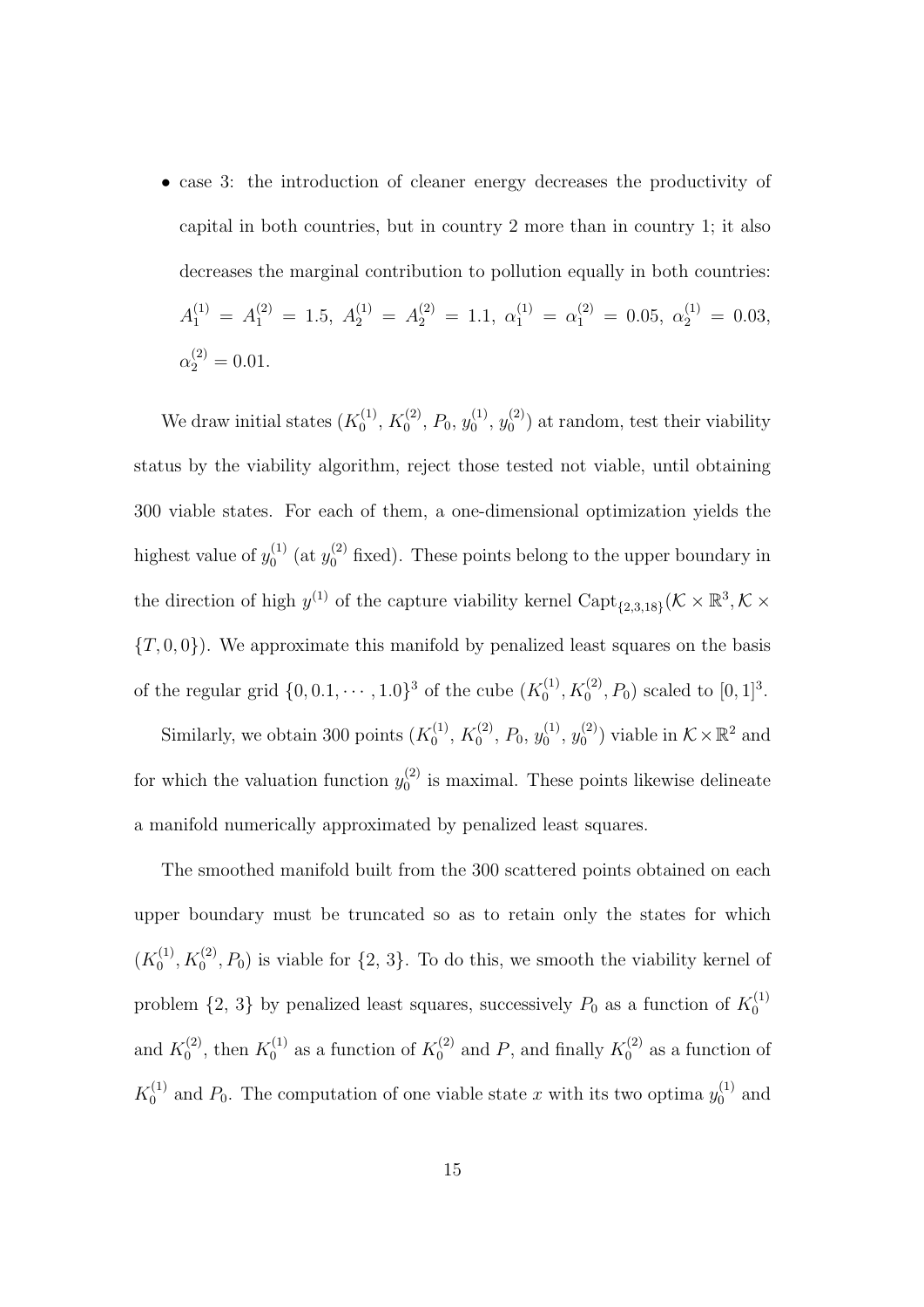- case 3: the introduction of cleaner energy decreases the productivity of capital in both countries, but in country 2 more than in country 1; it also decreases the marginal contribution to pollution equally in both countries: $A_1^{(1)} = A_1^{(2)} = 1.5$, $A_2^{(1)} = A_2^{(2)} = 1.1$, $\alpha_1^{(1)} = \alpha_1^{(2)} = 0.05$, $\alpha_2^{(1)} = 0.03$, $\alpha_2^{(2)} = 0.01$.

We draw initial states $(K_0^{(1)}, K_0^{(2)}, P_0, y_0^{(1)}, y_0^{(2)})$ at random, test their viability status by the viability algorithm, reject those tested not viable, until obtaining 300 viable states. For each of them, a one-dimensional optimization yields the highest value of $y_0^{(1)}$ (at $y_0^{(2)}$ fixed). These points belong to the upper boundary in the direction of high $y^{(1)}$ of the capture viability kernel $\text{Capt}_{\{2,3,18\}}(\mathcal{K} \times \mathbb{R}^3, \mathcal{K} \times \{T, 0, 0\})$. We approximate this manifold by penalized least squares on the basis of the regular grid $\{0, 0.1, \cdots, 1.0\}^3$ of the cube $(K_0^{(1)}, K_0^{(2)}, P_0)$ scaled to $[0, 1]^3$.

Similarly, we obtain 300 points $(K_0^{(1)}, K_0^{(2)}, P_0, y_0^{(1)}, y_0^{(2)})$ viable in $\mathcal{K} \times \mathbb{R}^2$ and for which the valuation function $y_0^{(2)}$ is maximal. These points likewise delineate a manifold numerically approximated by penalized least squares.

The smoothed manifold built from the 300 scattered points obtained on each upper boundary must be truncated so as to retain only the states for which $(K_0^{(1)}, K_0^{(2)}, P_0)$ is viable for $\{2, 3\}$. To do this, we smooth the viability kernel of problem $\{2, 3\}$ by penalized least squares, successively $P_0$ as a function of $K_0^{(1)}$ and $K_0^{(2)}$, then $K_0^{(1)}$ as a function of $K_0^{(2)}$ and $P$, and finally $K_0^{(2)}$ as a function of $K_0^{(1)}$ and $P_0$. The computation of one viable state $x$ with its two optima $y_0^{(1)}$ and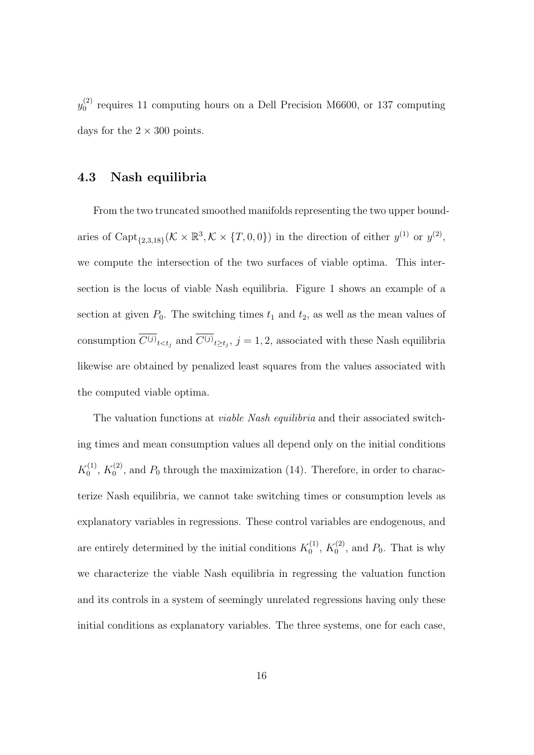$y_0^{(2)}$ requires 11 computing hours on a Dell Precision M6600, or 137 computing days for the $2 \times 300$ points.

### 4.3 Nash equilibria

From the two truncated smoothed manifolds representing the two upper boundaries of $\mathrm{Capt}_{\{2,3,18\}}(\mathcal{K} \times \mathbb{R}^3, \mathcal{K} \times \{T, 0, 0\})$ in the direction of either $y^{(1)}$ or $y^{(2)}$, we compute the intersection of the two surfaces of viable optima. This intersection is the locus of viable Nash equilibria. Figure 1 shows an example of a section at given $P_0$. The switching times $t_1$ and $t_2$, as well as the mean values of consumption $\overline{C^{(j)}}_{t<t_j}$ and $\overline{C^{(j)}}_{t \geq t_j}$, $j = 1, 2$, associated with these Nash equilibria likewise are obtained by penalized least squares from the values associated with the computed viable optima.

The valuation functions at *viable Nash equilibria* and their associated switching times and mean consumption values all depend only on the initial conditions $K_0^{(1)}$, $K_0^{(2)}$, and $P_0$ through the maximization (14). Therefore, in order to characterize Nash equilibria, we cannot take switching times or consumption levels as explanatory variables in regressions. These control variables are endogenous, and are entirely determined by the initial conditions $K_0^{(1)}$, $K_0^{(2)}$, and $P_0$. That is why we characterize the viable Nash equilibria in regressing the valuation function and its controls in a system of seemingly unrelated regressions having only these initial conditions as explanatory variables. The three systems, one for each case,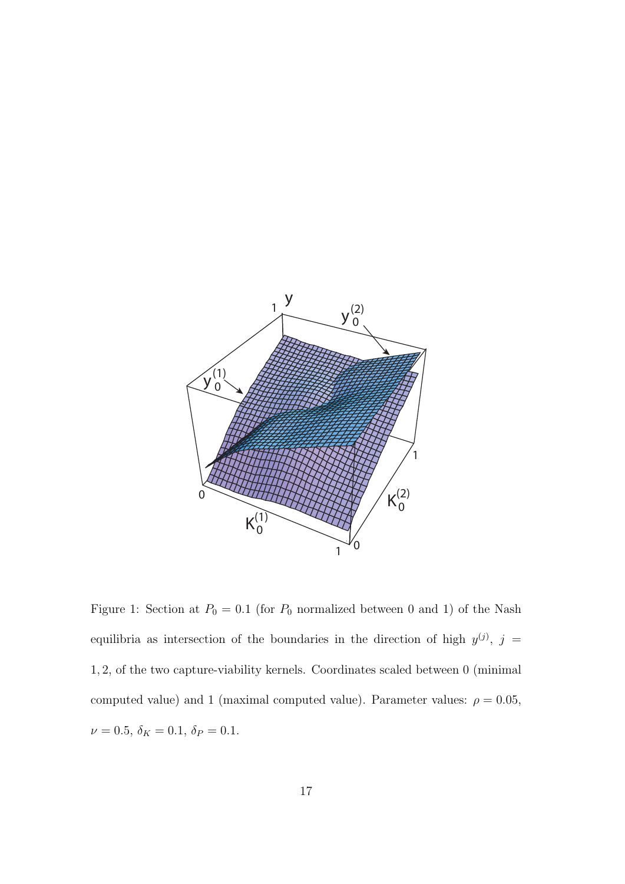Figure 1: Section at $P_0 = 0.1$ (for $P_0$ normalized between 0 and 1) of the Nash equilibria as intersection of the boundaries in the direction of high $y^{(j)}$, $j = 1, 2$, of the two capture-viability kernels. Coordinates scaled between 0 (minimal computed value) and 1 (maximal computed value). Parameter values: $\rho = 0.05$, $\nu = 0.5$, $\delta_K = 0.1$, $\delta_P = 0.1$.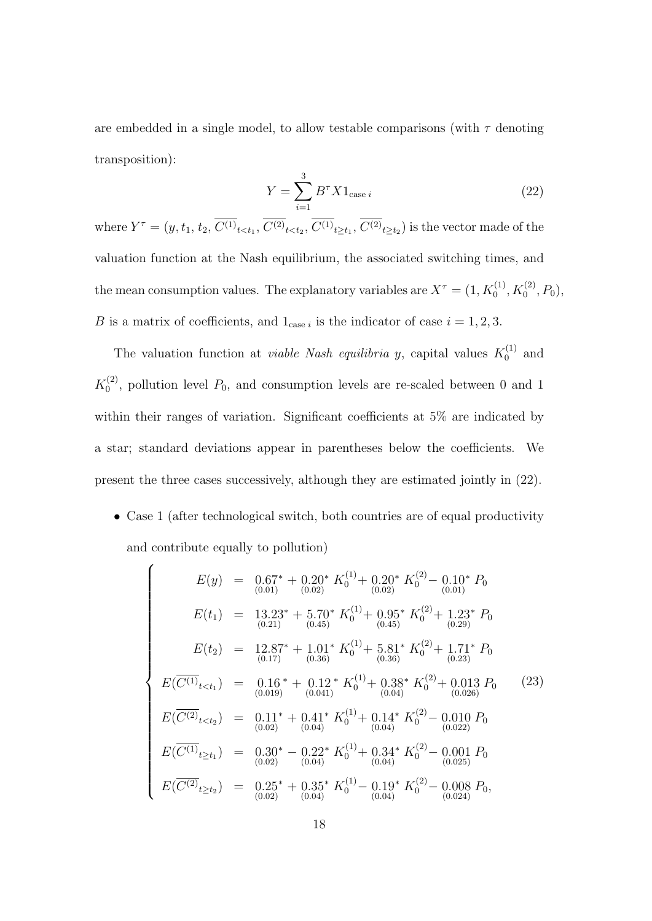are embedded in a single model, to allow testable comparisons (with $\tau$ denoting transposition):

$$Y = \sum_{i=1}^{3} B^{\tau} X 1_{\text{case } i} \tag{22}$$

where $Y^{\tau} = (y, t_1, t_2, \overline{C^{(1)}}_{t<t_1}, \overline{C^{(2)}}_{t<t_2}, \overline{C^{(1)}}_{t\geq t_1}, \overline{C^{(2)}}_{t\geq t_2})$ is the vector made of the valuation function at the Nash equilibrium, the associated switching times, and the mean consumption values. The explanatory variables are $X^{\tau} = (1, K_0^{(1)}, K_0^{(2)}, P_0)$, $B$ is a matrix of coefficients, and $1_{\text{case } i}$ is the indicator of case $i = 1, 2, 3$.

The valuation function at *viable Nash equilibria* $y$, capital values $K_0^{(1)}$ and $K_0^{(2)}$, pollution level $P_0$, and consumption levels are re-scaled between 0 and 1 within their ranges of variation. Significant coefficients at 5% are indicated by a star; standard deviations appear in parentheses below the coefficients. We present the three cases successively, although they are estimated jointly in (22).

- Case 1 (after technological switch, both countries are of equal productivity and contribute equally to pollution)

$$\left\{ \begin{array}{rcl} E(y) & = & \underset{(0.01)}{0.67^*} + \underset{(0.02)}{0.20^*}\, K_0^{(1)} + \underset{(0.02)}{0.20^*}\, K_0^{(2)} - \underset{(0.01)}{0.10^*}\, P_0 \\ E(t_1) & = & \underset{(0.21)}{13.23^*} + \underset{(0.45)}{5.70^*}\, K_0^{(1)} + \underset{(0.45)}{0.95^*}\, K_0^{(2)} + \underset{(0.29)}{1.23^*}\, P_0 \\ E(t_2) & = & \underset{(0.17)}{12.87^*} + \underset{(0.36)}{1.01^*}\, K_0^{(1)} + \underset{(0.36)}{5.81^*}\, K_0^{(2)} + \underset{(0.23)}{1.71^*}\, P_0 \\ E(\overline{C^{(1)}}_{t<t_1}) & = & \underset{(0.019)}{0.16^*} + \underset{(0.041)}{0.12^*}\, K_0^{(1)} + \underset{(0.04)}{0.38^*}\, K_0^{(2)} + \underset{(0.026)}{0.013}\, P_0 \\ E(\overline{C^{(2)}}_{t<t_2}) & = & \underset{(0.02)}{0.11^*} + \underset{(0.04)}{0.41^*}\, K_0^{(1)} + \underset{(0.04)}{0.14^*}\, K_0^{(2)} - \underset{(0.022)}{0.010}\, P_0 \\ E(\overline{C^{(1)}}_{t\geq t_1}) & = & \underset{(0.02)}{0.30^*} - \underset{(0.04)}{0.22^*}\, K_0^{(1)} + \underset{(0.04)}{0.34^*}\, K_0^{(2)} - \underset{(0.025)}{0.001}\, P_0 \\ E(\overline{C^{(2)}}_{t\geq t_2}) & = & \underset{(0.02)}{0.25^*} + \underset{(0.04)}{0.35^*}\, K_0^{(1)} - \underset{(0.04)}{0.19^*}\, K_0^{(2)} - \underset{(0.024)}{0.008}\, P_0, \end{array} \right. \tag{23}$$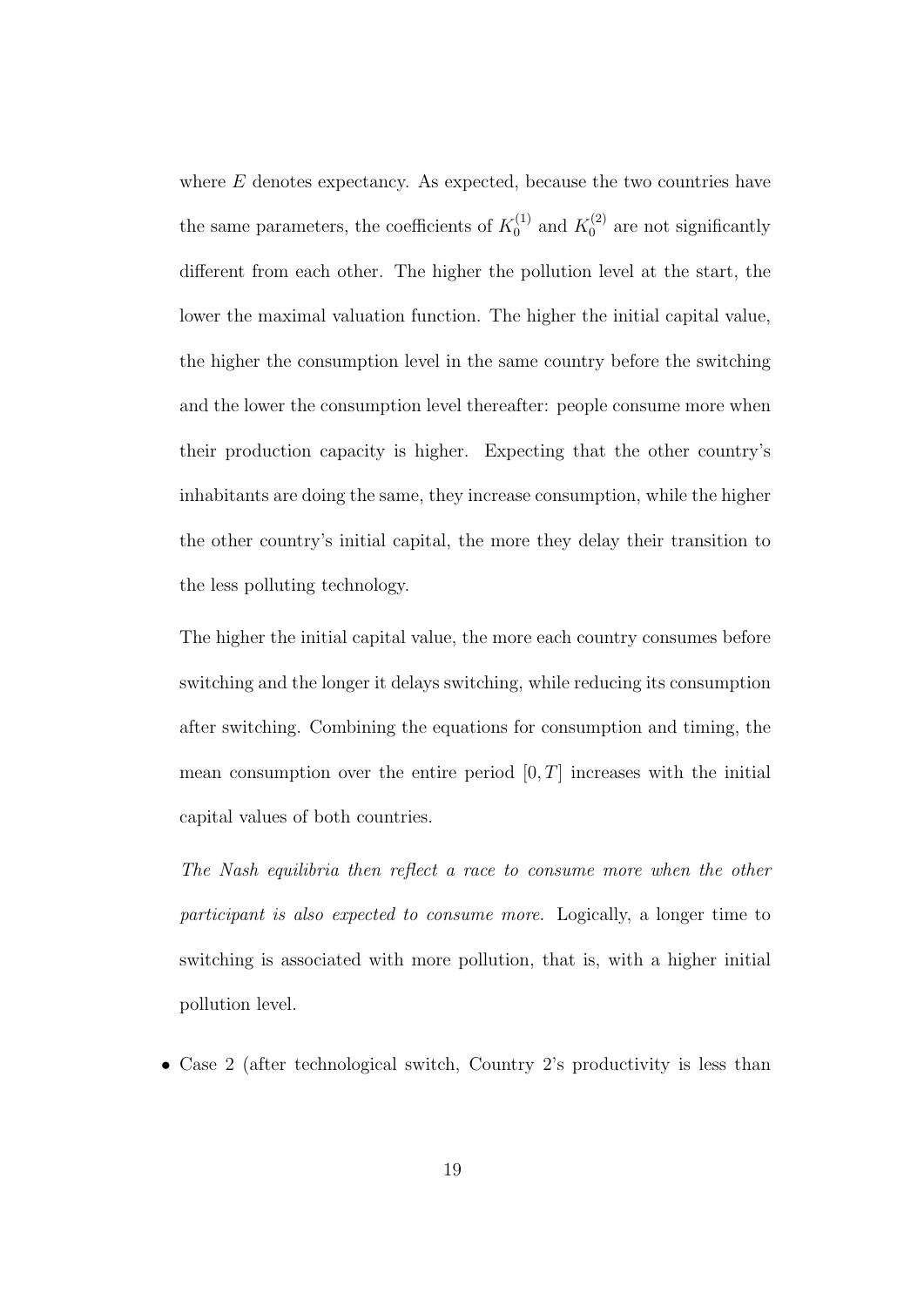where $E$ denotes expectancy. As expected, because the two countries have the same parameters, the coefficients of $K_0^{(1)}$ and $K_0^{(2)}$ are not significantly different from each other. The higher the pollution level at the start, the lower the maximal valuation function. The higher the initial capital value, the higher the consumption level in the same country before the switching and the lower the consumption level thereafter: people consume more when their production capacity is higher. Expecting that the other country's inhabitants are doing the same, they increase consumption, while the higher the other country's initial capital, the more they delay their transition to the less polluting technology.

The higher the initial capital value, the more each country consumes before switching and the longer it delays switching, while reducing its consumption after switching. Combining the equations for consumption and timing, the mean consumption over the entire period $[0, T]$ increases with the initial capital values of both countries.

*The Nash equilibria then reflect a race to consume more when the other participant is also expected to consume more.* Logically, a longer time to switching is associated with more pollution, that is, with a higher initial pollution level.

- Case 2 (after technological switch, Country 2's productivity is less than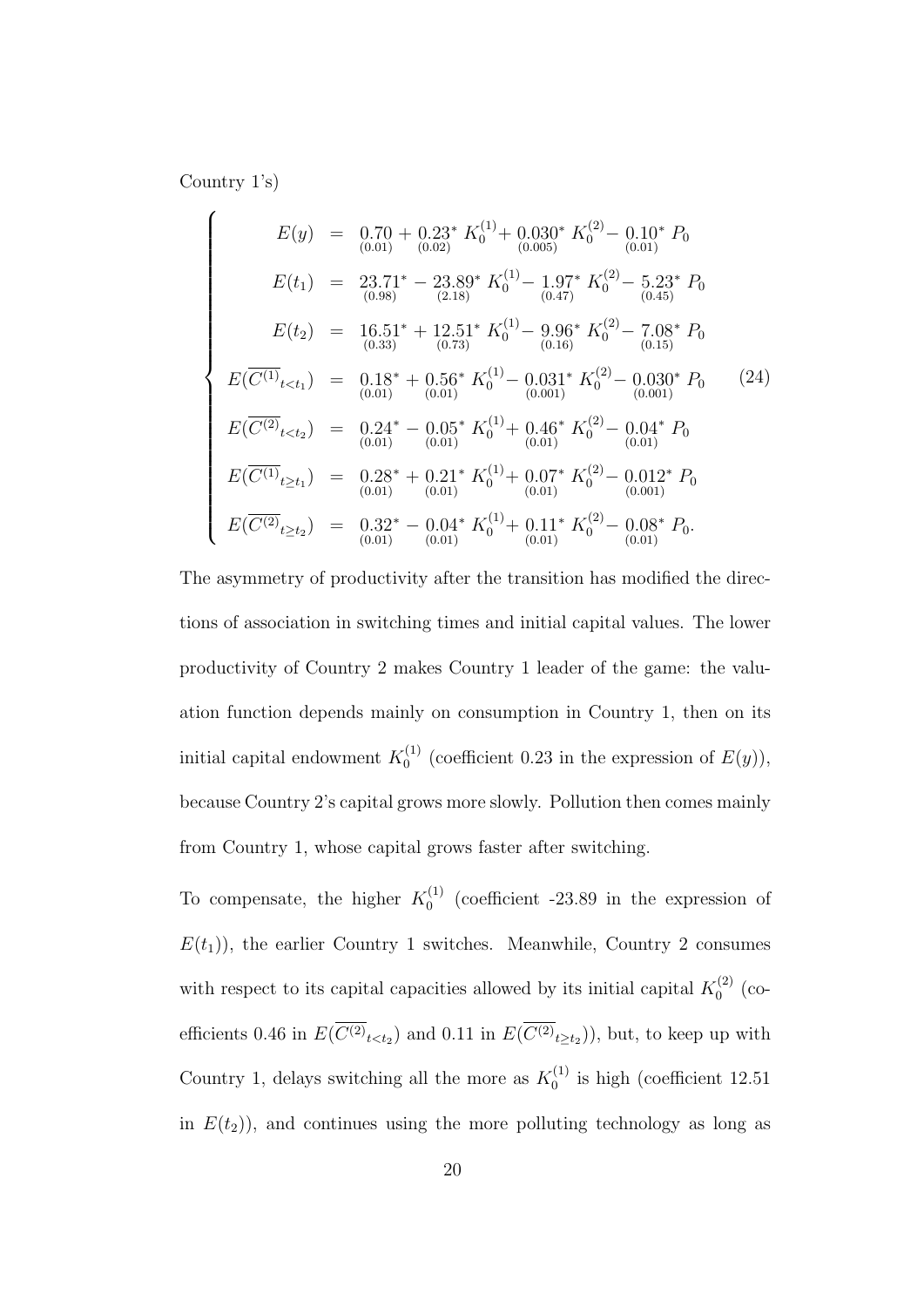Country 1's)

$$
\left\{
\begin{array}{rcl}
E(y) & = & \underset{(0.01)}{0.70} + \underset{(0.02)}{0.23}^{*}\, K_0^{(1)} + \underset{(0.005)}{0.030}^{*}\, K_0^{(2)} - \underset{(0.01)}{0.10}^{*}\, P_0 \\
E(t_1) & = & \underset{(0.98)}{23.71}^{*} - \underset{(2.18)}{23.89}^{*}\, K_0^{(1)} - \underset{(0.47)}{1.97}^{*}\, K_0^{(2)} - \underset{(0.45)}{5.23}^{*}\, P_0 \\
E(t_2) & = & \underset{(0.33)}{16.51}^{*} + \underset{(0.73)}{12.51}^{*}\, K_0^{(1)} - \underset{(0.16)}{9.96}^{*}\, K_0^{(2)} - \underset{(0.15)}{7.08}^{*}\, P_0 \\
E(\overline{C^{(1)}}_{t<t_1}) & = & \underset{(0.01)}{0.18}^{*} + \underset{(0.01)}{0.56}^{*}\, K_0^{(1)} - \underset{(0.001)}{0.031}^{*}\, K_0^{(2)} - \underset{(0.001)}{0.030}^{*}\, P_0 \\
E(\overline{C^{(2)}}_{t<t_2}) & = & \underset{(0.01)}{0.24}^{*} - \underset{(0.01)}{0.05}^{*}\, K_0^{(1)} + \underset{(0.01)}{0.46}^{*}\, K_0^{(2)} - \underset{(0.01)}{0.04}^{*}\, P_0 \\
E(\overline{C^{(1)}}_{t\geq t_1}) & = & \underset{(0.01)}{0.28}^{*} + \underset{(0.01)}{0.21}^{*}\, K_0^{(1)} + \underset{(0.01)}{0.07}^{*}\, K_0^{(2)} - \underset{(0.001)}{0.012}^{*}\, P_0 \\
E(\overline{C^{(2)}}_{t\geq t_2}) & = & \underset{(0.01)}{0.32}^{*} - \underset{(0.01)}{0.04}^{*}\, K_0^{(1)} + \underset{(0.01)}{0.11}^{*}\, K_0^{(2)} - \underset{(0.01)}{0.08}^{*}\, P_0.
\end{array}
\right. \tag{24}
$$

The asymmetry of productivity after the transition has modified the directions of association in switching times and initial capital values. The lower productivity of Country 2 makes Country 1 leader of the game: the valuation function depends mainly on consumption in Country 1, then on its initial capital endowment $K_0^{(1)}$ (coefficient 0.23 in the expression of $E(y)$), because Country 2's capital grows more slowly. Pollution then comes mainly from Country 1, whose capital grows faster after switching.

To compensate, the higher $K_0^{(1)}$ (coefficient -23.89 in the expression of $E(t_1)$), the earlier Country 1 switches. Meanwhile, Country 2 consumes with respect to its capital capacities allowed by its initial capital $K_0^{(2)}$ (coefficients 0.46 in $E(\overline{C^{(2)}}_{t<t_2})$ and 0.11 in $E(\overline{C^{(2)}}_{t\geq t_2})$), but, to keep up with Country 1, delays switching all the more as $K_0^{(1)}$ is high (coefficient 12.51 in $E(t_2)$), and continues using the more polluting technology as long as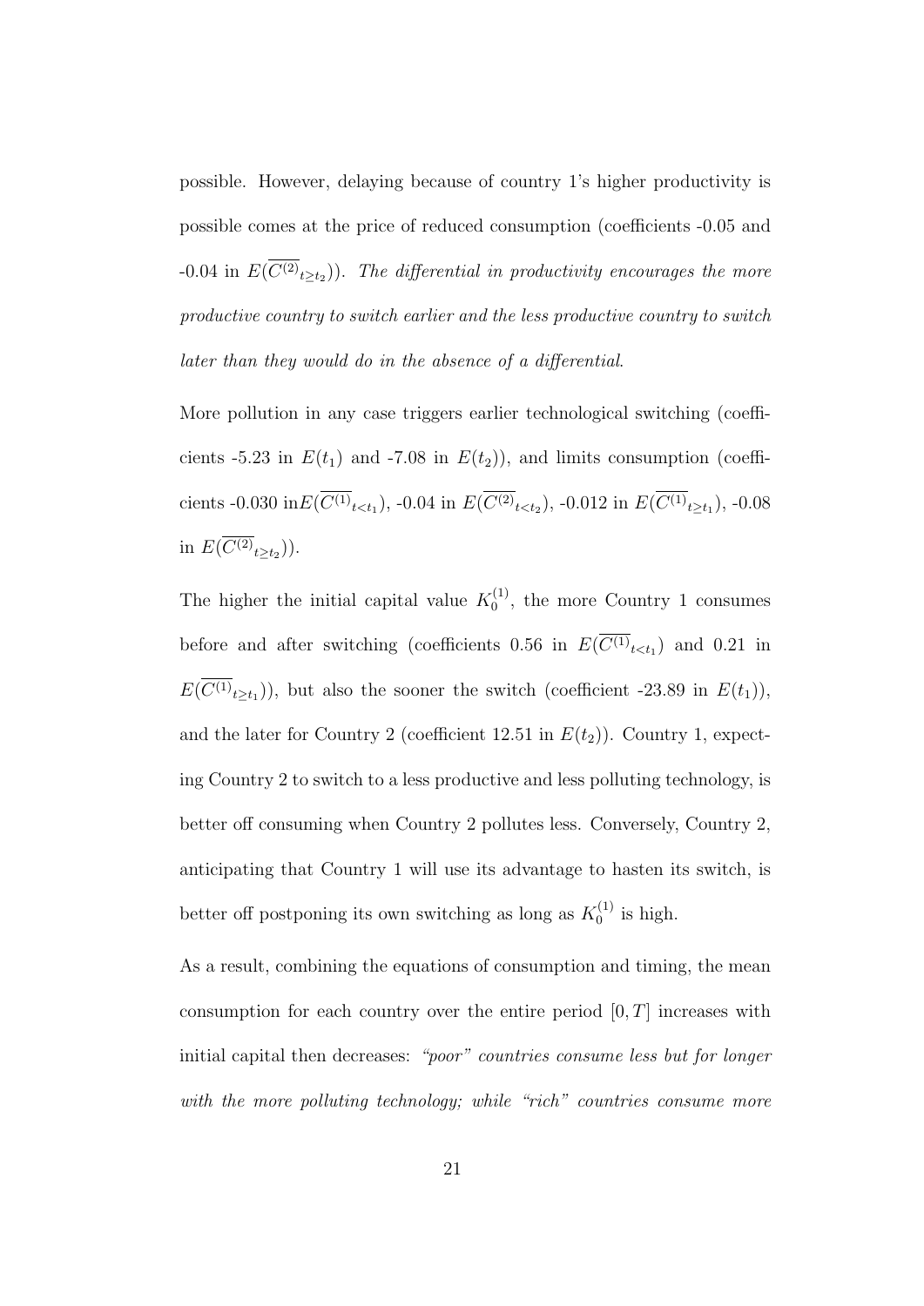possible. However, delaying because of country 1's higher productivity is possible comes at the price of reduced consumption (coefficients -0.05 and -0.04 in $E(\overline{C^{(2)}}_{t \geq t_2})$). *The differential in productivity encourages the more productive country to switch earlier and the less productive country to switch later than they would do in the absence of a differential*.

More pollution in any case triggers earlier technological switching (coefficients -5.23 in $E(t_1)$ and -7.08 in $E(t_2)$), and limits consumption (coefficients -0.030 in$E(\overline{C^{(1)}}_{t<t_1})$, -0.04 in $E(\overline{C^{(2)}}_{t<t_2})$, -0.012 in $E(\overline{C^{(1)}}_{t \geq t_1})$, -0.08 in $E(\overline{C^{(2)}}_{t \geq t_2})$).

The higher the initial capital value $K_0^{(1)}$, the more Country 1 consumes before and after switching (coefficients 0.56 in $E(\overline{C^{(1)}}_{t<t_1})$ and 0.21 in $E(\overline{C^{(1)}}_{t \geq t_1})$), but also the sooner the switch (coefficient -23.89 in $E(t_1)$), and the later for Country 2 (coefficient 12.51 in $E(t_2)$). Country 1, expecting Country 2 to switch to a less productive and less polluting technology, is better off consuming when Country 2 pollutes less. Conversely, Country 2, anticipating that Country 1 will use its advantage to hasten its switch, is better off postponing its own switching as long as $K_0^{(1)}$ is high.

As a result, combining the equations of consumption and timing, the mean consumption for each country over the entire period $[0, T]$ increases with initial capital then decreases: *"poor" countries consume less but for longer with the more polluting technology; while "rich" countries consume more*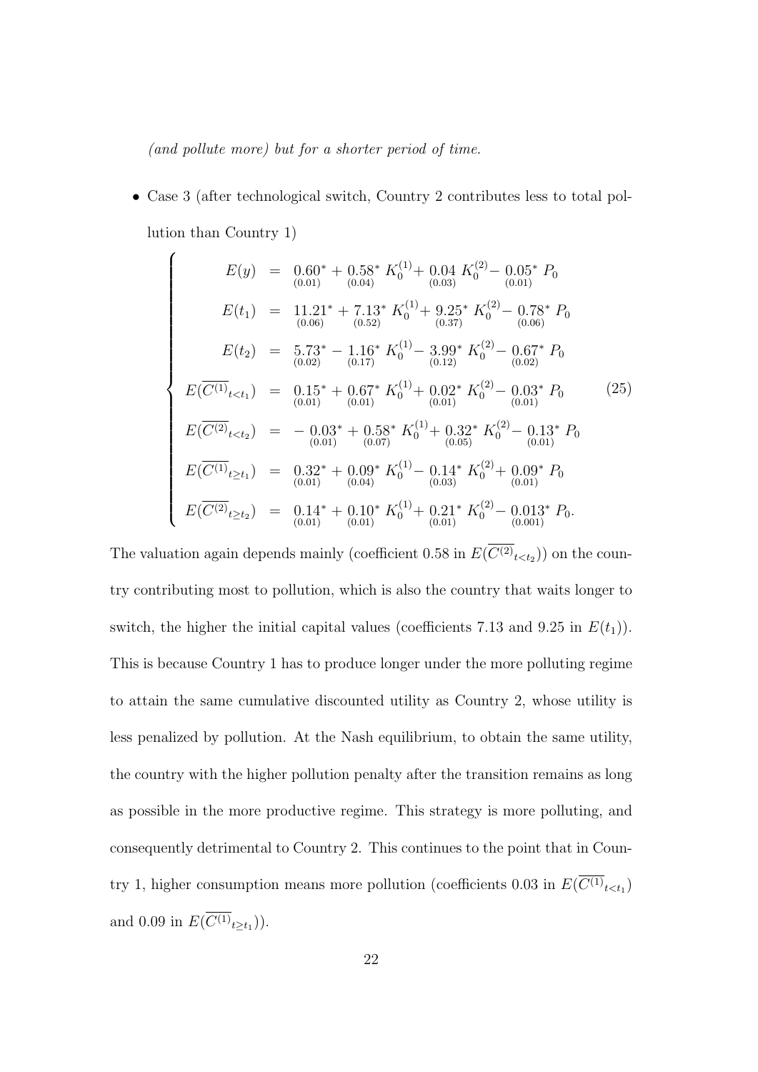*(and pollute more) but for a shorter period of time.*

- Case 3 (after technological switch, Country 2 contributes less to total pollution than Country 1)

$$
\left\{
\begin{array}{rcl}
E(y) & = & \underset{(0.01)}{0.60^*} + \underset{(0.04)}{0.58^*}\, K_0^{(1)} + \underset{(0.03)}{0.04}\, K_0^{(2)} - \underset{(0.01)}{0.05^*}\, P_0 \\
E(t_1) & = & \underset{(0.06)}{11.21^*} + \underset{(0.52)}{7.13^*}\, K_0^{(1)} + \underset{(0.37)}{9.25^*}\, K_0^{(2)} - \underset{(0.06)}{0.78^*}\, P_0 \\
E(t_2) & = & \underset{(0.02)}{5.73^*} - \underset{(0.17)}{1.16^*}\, K_0^{(1)} - \underset{(0.12)}{3.99^*}\, K_0^{(2)} - \underset{(0.02)}{0.67^*}\, P_0 \\
E(\overline{C^{(1)}}_{t<t_1}) & = & \underset{(0.01)}{0.15^*} + \underset{(0.01)}{0.67^*}\, K_0^{(1)} + \underset{(0.01)}{0.02^*}\, K_0^{(2)} - \underset{(0.01)}{0.03^*}\, P_0 \\
E(\overline{C^{(2)}}_{t<t_2}) & = & -\underset{(0.01)}{0.03^*} + \underset{(0.07)}{0.58^*}\, K_0^{(1)} + \underset{(0.05)}{0.32^*}\, K_0^{(2)} - \underset{(0.01)}{0.13^*}\, P_0 \\
E(\overline{C^{(1)}}_{t\geq t_1}) & = & \underset{(0.01)}{0.32^*} + \underset{(0.04)}{0.09^*}\, K_0^{(1)} - \underset{(0.03)}{0.14^*}\, K_0^{(2)} + \underset{(0.01)}{0.09^*}\, P_0 \\
E(\overline{C^{(2)}}_{t\geq t_2}) & = & \underset{(0.01)}{0.14^*} + \underset{(0.01)}{0.10^*}\, K_0^{(1)} + \underset{(0.01)}{0.21^*}\, K_0^{(2)} - \underset{(0.001)}{0.013^*}\, P_0.
\end{array}
\right. \tag{25}
$$

The valuation again depends mainly (coefficient 0.58 in $E(\overline{C^{(2)}}_{t<t_2})$) on the country contributing most to pollution, which is also the country that waits longer to switch, the higher the initial capital values (coefficients 7.13 and 9.25 in $E(t_1)$). This is because Country 1 has to produce longer under the more polluting regime to attain the same cumulative discounted utility as Country 2, whose utility is less penalized by pollution. At the Nash equilibrium, to obtain the same utility, the country with the higher pollution penalty after the transition remains as long as possible in the more productive regime. This strategy is more polluting, and consequently detrimental to Country 2. This continues to the point that in Country 1, higher consumption means more pollution (coefficients 0.03 in $E(\overline{C^{(1)}}_{t<t_1})$ and 0.09 in $E(\overline{C^{(1)}}_{t\geq t_1})$).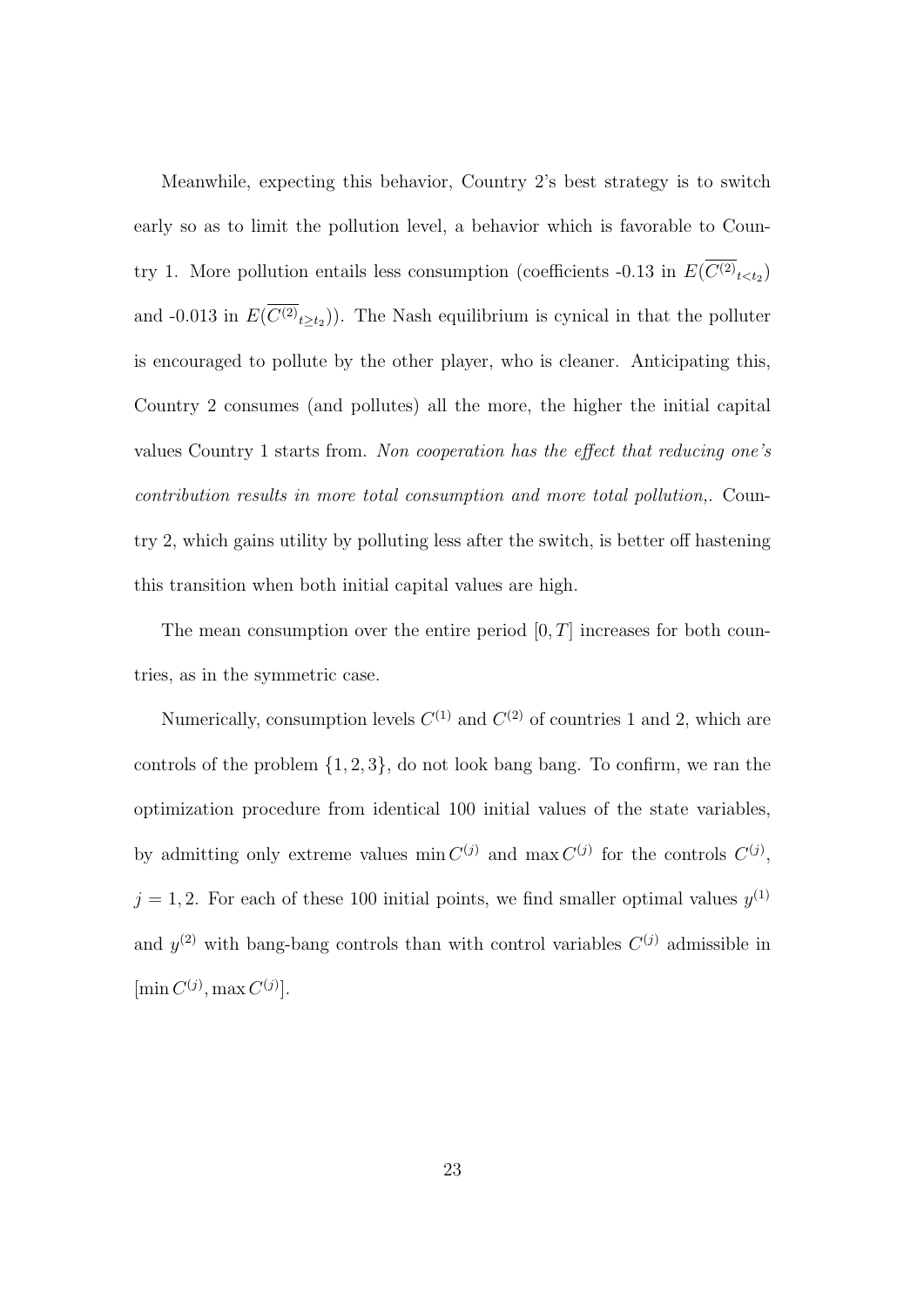Meanwhile, expecting this behavior, Country 2's best strategy is to switch early so as to limit the pollution level, a behavior which is favorable to Country 1. More pollution entails less consumption (coefficients -0.13 in $E(\overline{C^{(2)}}_{t<t_2})$ and -0.013 in $E(\overline{C^{(2)}}_{t\geq t_2})$). The Nash equilibrium is cynical in that the polluter is encouraged to pollute by the other player, who is cleaner. Anticipating this, Country 2 consumes (and pollutes) all the more, the higher the initial capital values Country 1 starts from. *Non cooperation has the effect that reducing one's contribution results in more total consumption and more total pollution,*. Country 2, which gains utility by polluting less after the switch, is better off hastening this transition when both initial capital values are high.

The mean consumption over the entire period $[0, T]$ increases for both countries, as in the symmetric case.

Numerically, consumption levels $C^{(1)}$ and $C^{(2)}$ of countries 1 and 2, which are controls of the problem $\{1, 2, 3\}$, do not look bang bang. To confirm, we ran the optimization procedure from identical 100 initial values of the state variables, by admitting only extreme values $\min C^{(j)}$ and $\max C^{(j)}$ for the controls $C^{(j)}$, $j = 1, 2$. For each of these 100 initial points, we find smaller optimal values $y^{(1)}$ and $y^{(2)}$ with bang-bang controls than with control variables $C^{(j)}$ admissible in $[\min C^{(j)}, \max C^{(j)}]$.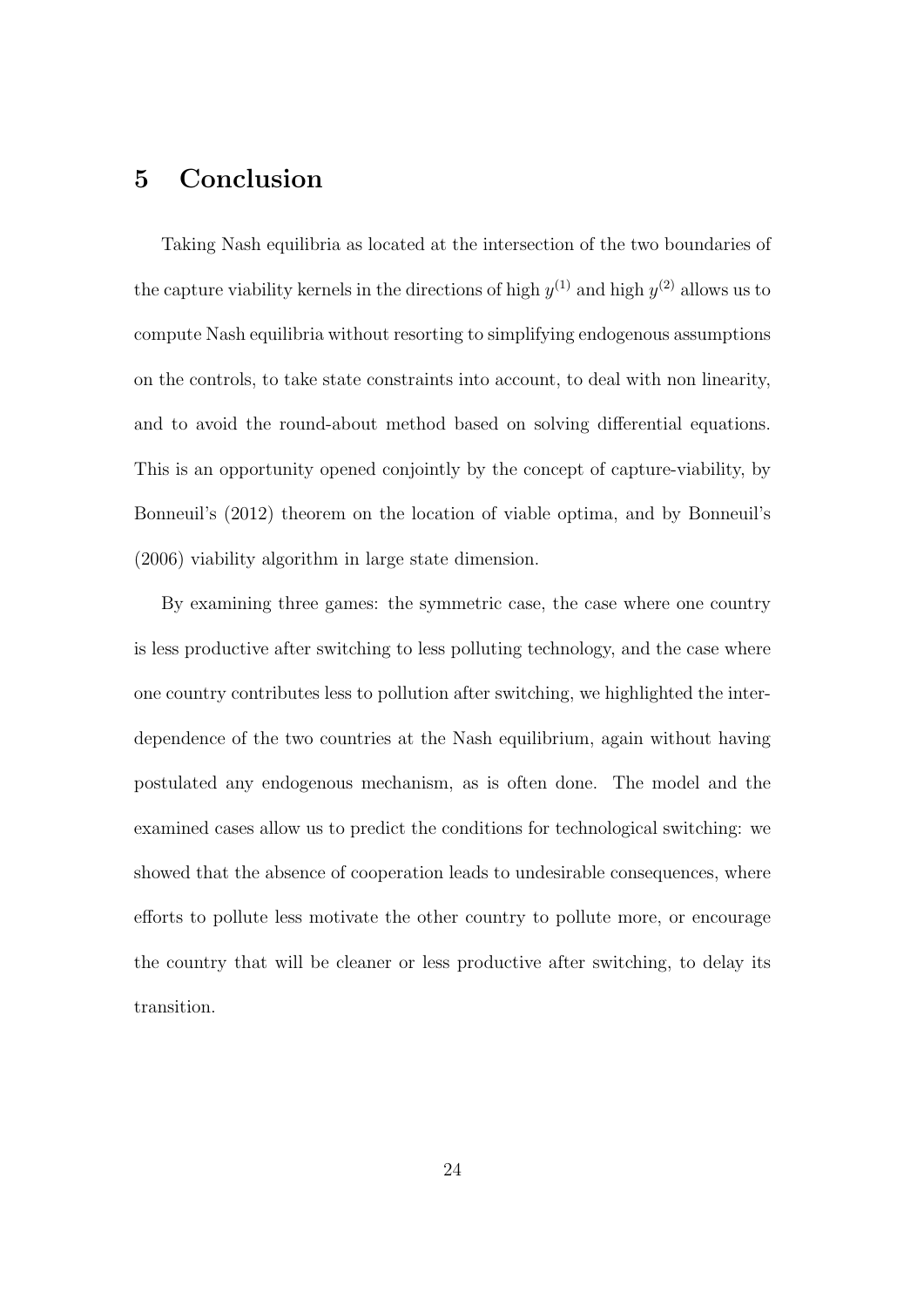# 5 Conclusion

Taking Nash equilibria as located at the intersection of the two boundaries of the capture viability kernels in the directions of high $y^{(1)}$ and high $y^{(2)}$ allows us to compute Nash equilibria without resorting to simplifying endogenous assumptions on the controls, to take state constraints into account, to deal with non linearity, and to avoid the round-about method based on solving differential equations. This is an opportunity opened conjointly by the concept of capture-viability, by Bonneuil's (2012) theorem on the location of viable optima, and by Bonneuil's (2006) viability algorithm in large state dimension.

By examining three games: the symmetric case, the case where one country is less productive after switching to less polluting technology, and the case where one country contributes less to pollution after switching, we highlighted the interdependence of the two countries at the Nash equilibrium, again without having postulated any endogenous mechanism, as is often done. The model and the examined cases allow us to predict the conditions for technological switching: we showed that the absence of cooperation leads to undesirable consequences, where efforts to pollute less motivate the other country to pollute more, or encourage the country that will be cleaner or less productive after switching, to delay its transition.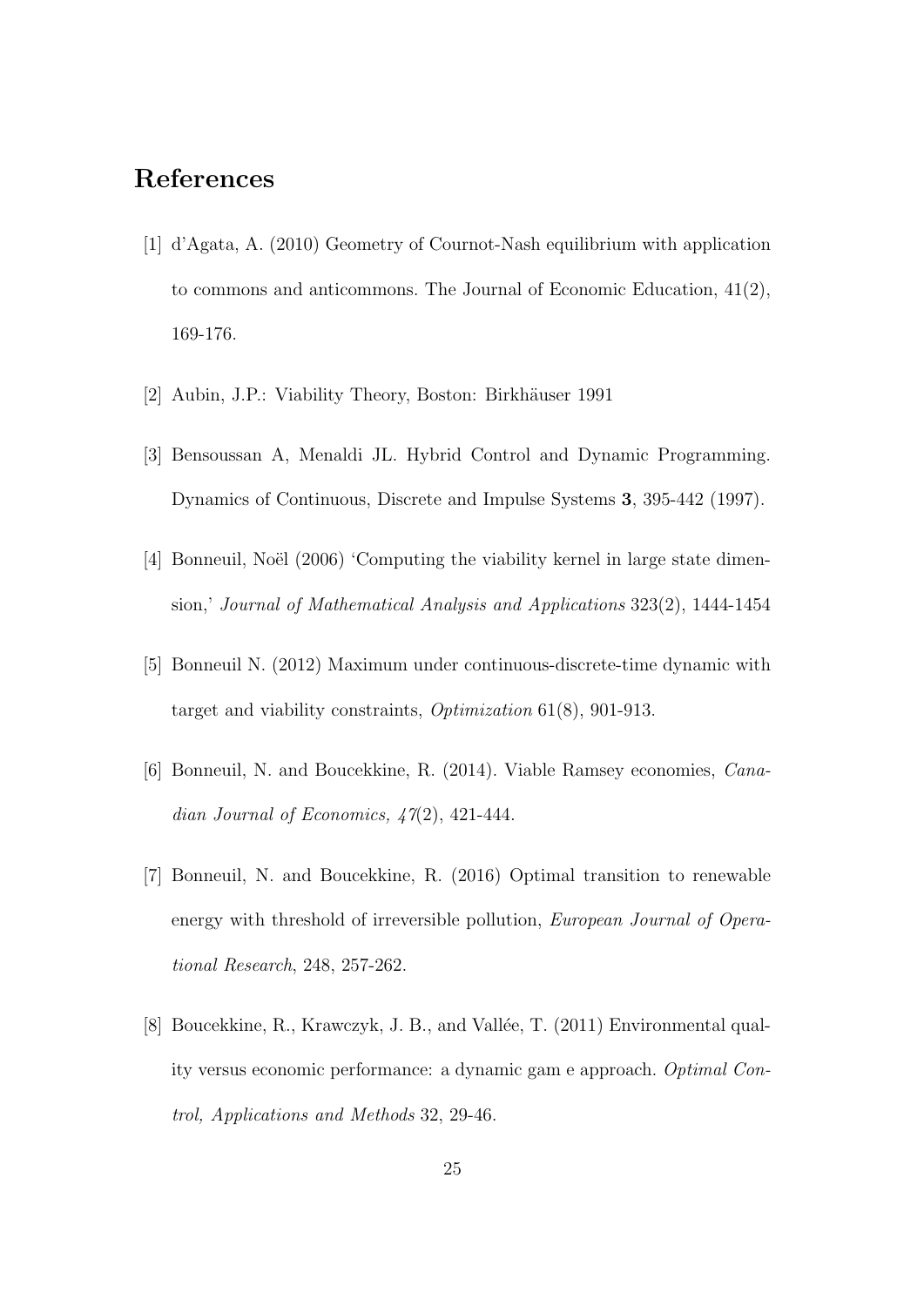## References

[1] d'Agata, A. (2010) Geometry of Cournot-Nash equilibrium with application to commons and anticommons. The Journal of Economic Education, 41(2), 169-176.

[2] Aubin, J.P.: Viability Theory, Boston: Birkhäuser 1991

[3] Bensoussan A, Menaldi JL. Hybrid Control and Dynamic Programming. Dynamics of Continuous, Discrete and Impulse Systems **3**, 395-442 (1997).

[4] Bonneuil, Noël (2006) 'Computing the viability kernel in large state dimension,' *Journal of Mathematical Analysis and Applications* 323(2), 1444-1454

[5] Bonneuil N. (2012) Maximum under continuous-discrete-time dynamic with target and viability constraints, *Optimization* 61(8), 901-913.

[6] Bonneuil, N. and Boucekkine, R. (2014). Viable Ramsey economies, *Canadian Journal of Economics, 47*(2), 421-444.

[7] Bonneuil, N. and Boucekkine, R. (2016) Optimal transition to renewable energy with threshold of irreversible pollution, *European Journal of Operational Research*, 248, 257-262.

[8] Boucekkine, R., Krawczyk, J. B., and Vallée, T. (2011) Environmental quality versus economic performance: a dynamic gam e approach. *Optimal Control, Applications and Methods* 32, 29-46.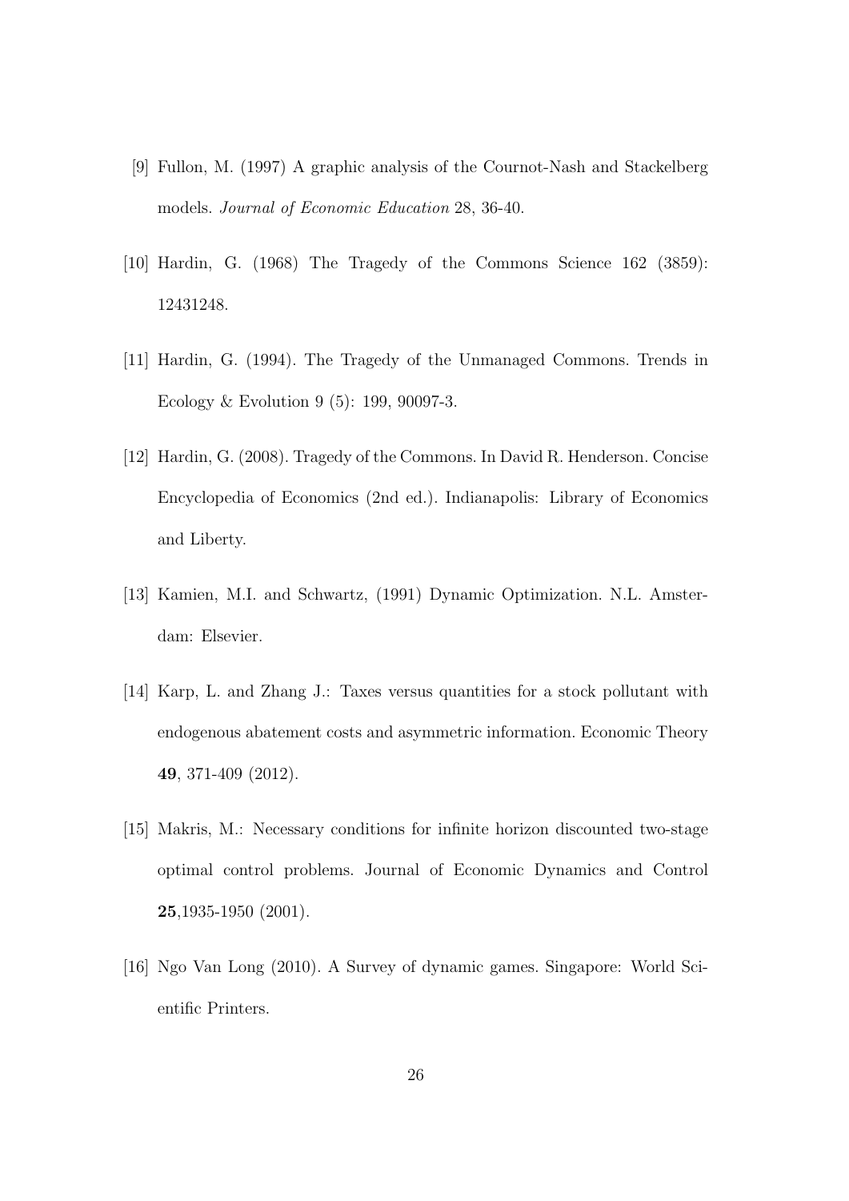[9] Fullon, M. (1997) A graphic analysis of the Cournot-Nash and Stackelberg models. *Journal of Economic Education* 28, 36-40.

[10] Hardin, G. (1968) The Tragedy of the Commons Science 162 (3859): 12431248.

[11] Hardin, G. (1994). The Tragedy of the Unmanaged Commons. Trends in Ecology & Evolution 9 (5): 199, 90097-3.

[12] Hardin, G. (2008). Tragedy of the Commons. In David R. Henderson. Concise Encyclopedia of Economics (2nd ed.). Indianapolis: Library of Economics and Liberty.

[13] Kamien, M.I. and Schwartz, (1991) Dynamic Optimization. N.L. Amsterdam: Elsevier.

[14] Karp, L. and Zhang J.: Taxes versus quantities for a stock pollutant with endogenous abatement costs and asymmetric information. Economic Theory **49**, 371-409 (2012).

[15] Makris, M.: Necessary conditions for infinite horizon discounted two-stage optimal control problems. Journal of Economic Dynamics and Control **25**,1935-1950 (2001).

[16] Ngo Van Long (2010). A Survey of dynamic games. Singapore: World Scientific Printers.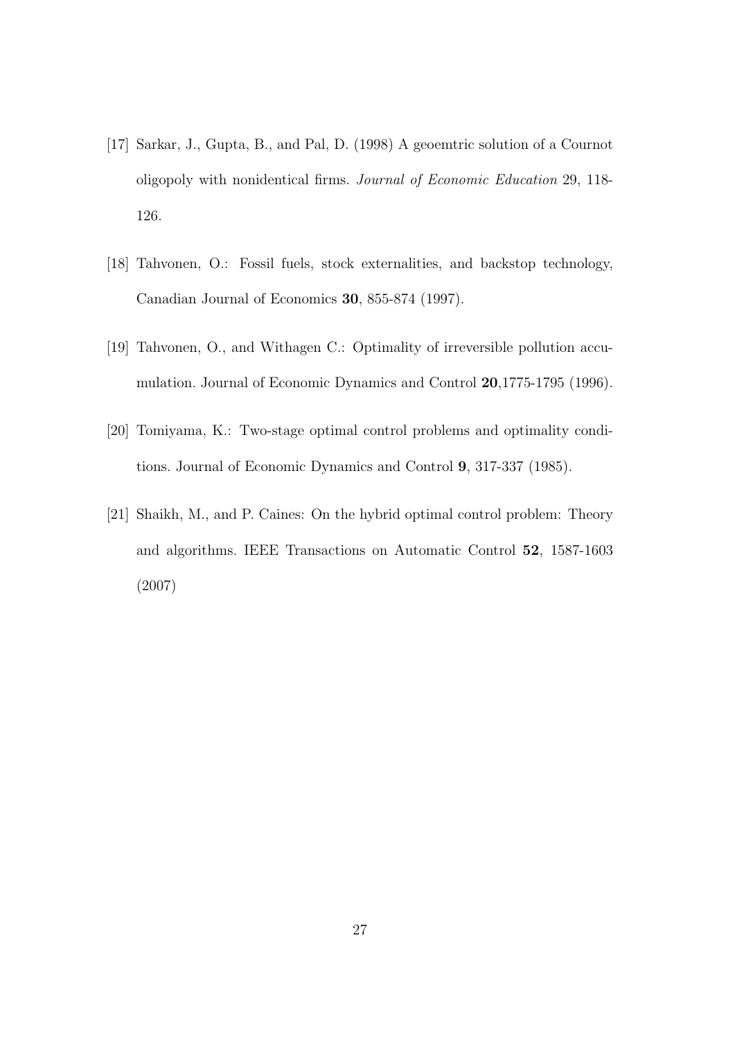[17] Sarkar, J., Gupta, B., and Pal, D. (1998) A geoemtric solution of a Cournot oligopoly with nonidentical firms. *Journal of Economic Education* 29, 118-126.

[18] Tahvonen, O.: Fossil fuels, stock externalities, and backstop technology, Canadian Journal of Economics **30**, 855-874 (1997).

[19] Tahvonen, O., and Withagen C.: Optimality of irreversible pollution accumulation. Journal of Economic Dynamics and Control **20**,1775-1795 (1996).

[20] Tomiyama, K.: Two-stage optimal control problems and optimality conditions. Journal of Economic Dynamics and Control **9**, 317-337 (1985).

[21] Shaikh, M., and P. Caines: On the hybrid optimal control problem: Theory and algorithms. IEEE Transactions on Automatic Control **52**, 1587-1603 (2007)